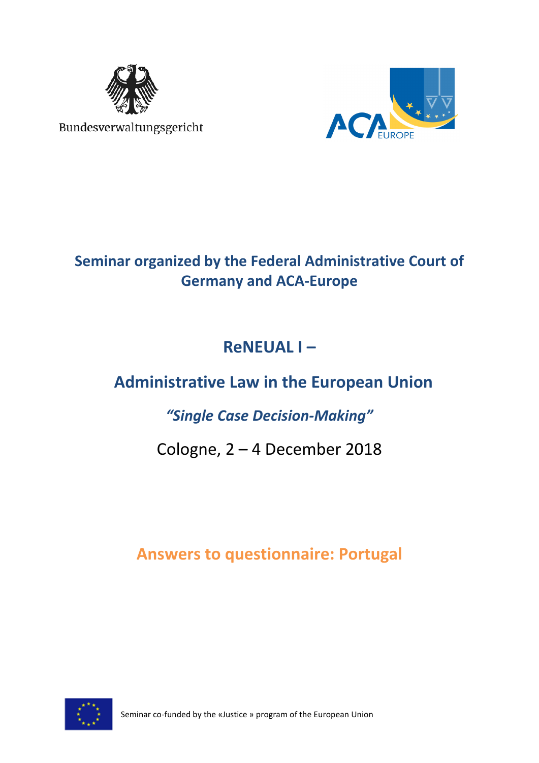Bundesverwaltungsgericht

ACA EUROPE

## Seminar organized by the Federal Administrative Court of Germany and ACA-Europe

# ReNEUAL I –

# Administrative Law in the European Union

## *“Single Case Decision-Making”*

Cologne, 2 – 4 December 2018

## Answers to questionnaire: Portugal

Seminar co-funded by the «Justice » program of the European Union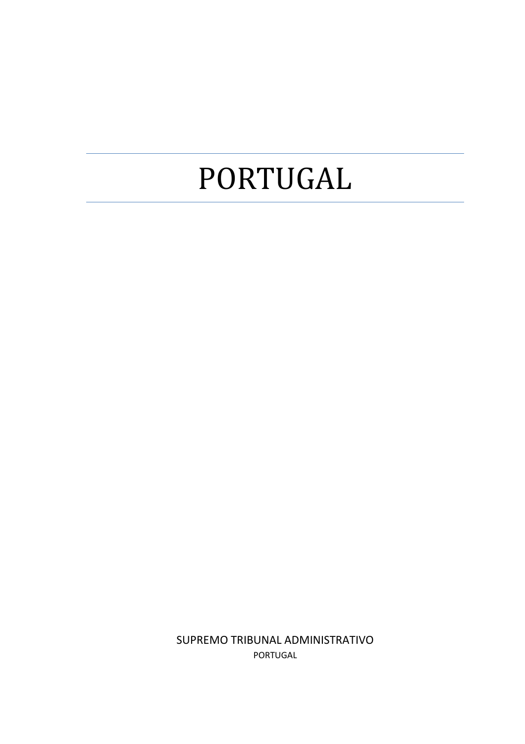# PORTUGAL

SUPREMO TRIBUNAL ADMINISTRATIVO

PORTUGAL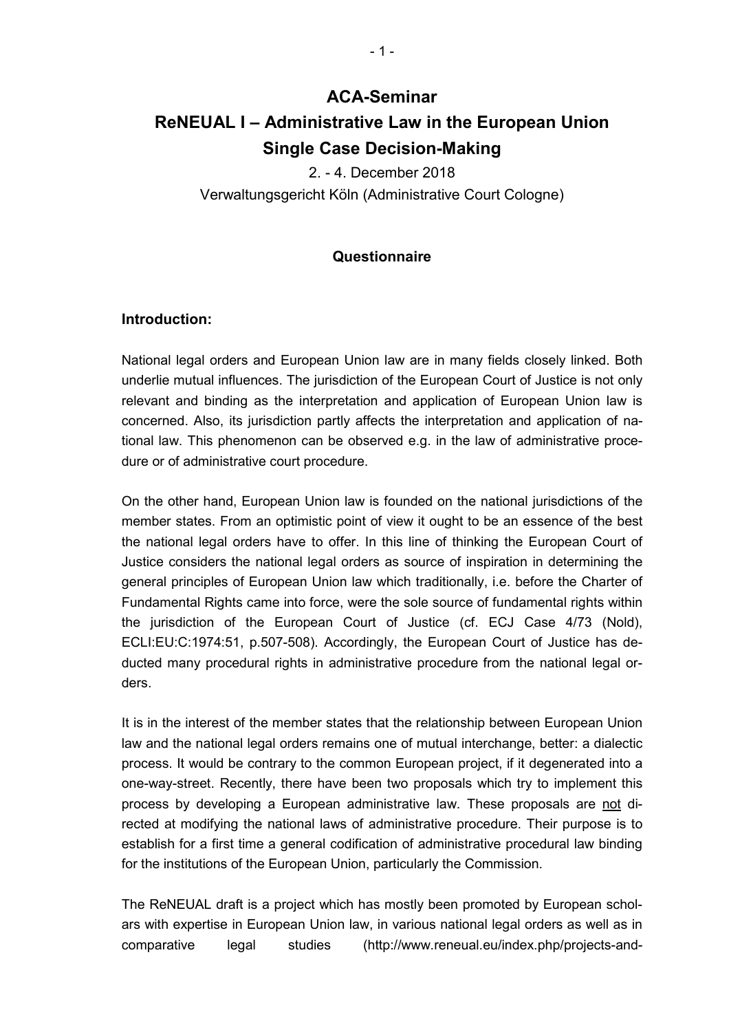# ACA-Seminar

# ReNEUAL I – Administrative Law in the European Union Single Case Decision-Making

2. - 4. December 2018

Verwaltungsgericht Köln (Administrative Court Cologne)

## Questionnaire

### Introduction:

National legal orders and European Union law are in many fields closely linked. Both underlie mutual influences. The jurisdiction of the European Court of Justice is not only relevant and binding as the interpretation and application of European Union law is concerned. Also, its jurisdiction partly affects the interpretation and application of national law. This phenomenon can be observed e.g. in the law of administrative procedure or of administrative court procedure.

On the other hand, European Union law is founded on the national jurisdictions of the member states. From an optimistic point of view it ought to be an essence of the best the national legal orders have to offer. In this line of thinking the European Court of Justice considers the national legal orders as source of inspiration in determining the general principles of European Union law which traditionally, i.e. before the Charter of Fundamental Rights came into force, were the sole source of fundamental rights within the jurisdiction of the European Court of Justice (cf. ECJ Case 4/73 (Nold), ECLI:EU:C:1974:51, p.507-508). Accordingly, the European Court of Justice has deducted many procedural rights in administrative procedure from the national legal orders.

It is in the interest of the member states that the relationship between European Union law and the national legal orders remains one of mutual interchange, better: a dialectic process. It would be contrary to the common European project, if it degenerated into a one-way-street. Recently, there have been two proposals which try to implement this process by developing a European administrative law. These proposals are <u>not</u> directed at modifying the national laws of administrative procedure. Their purpose is to establish for a first time a general codification of administrative procedural law binding for the institutions of the European Union, particularly the Commission.

The ReNEUAL draft is a project which has mostly been promoted by European scholars with expertise in European Union law, in various national legal orders as well as in comparative legal studies (http://www.reneual.eu/index.php/projects-and-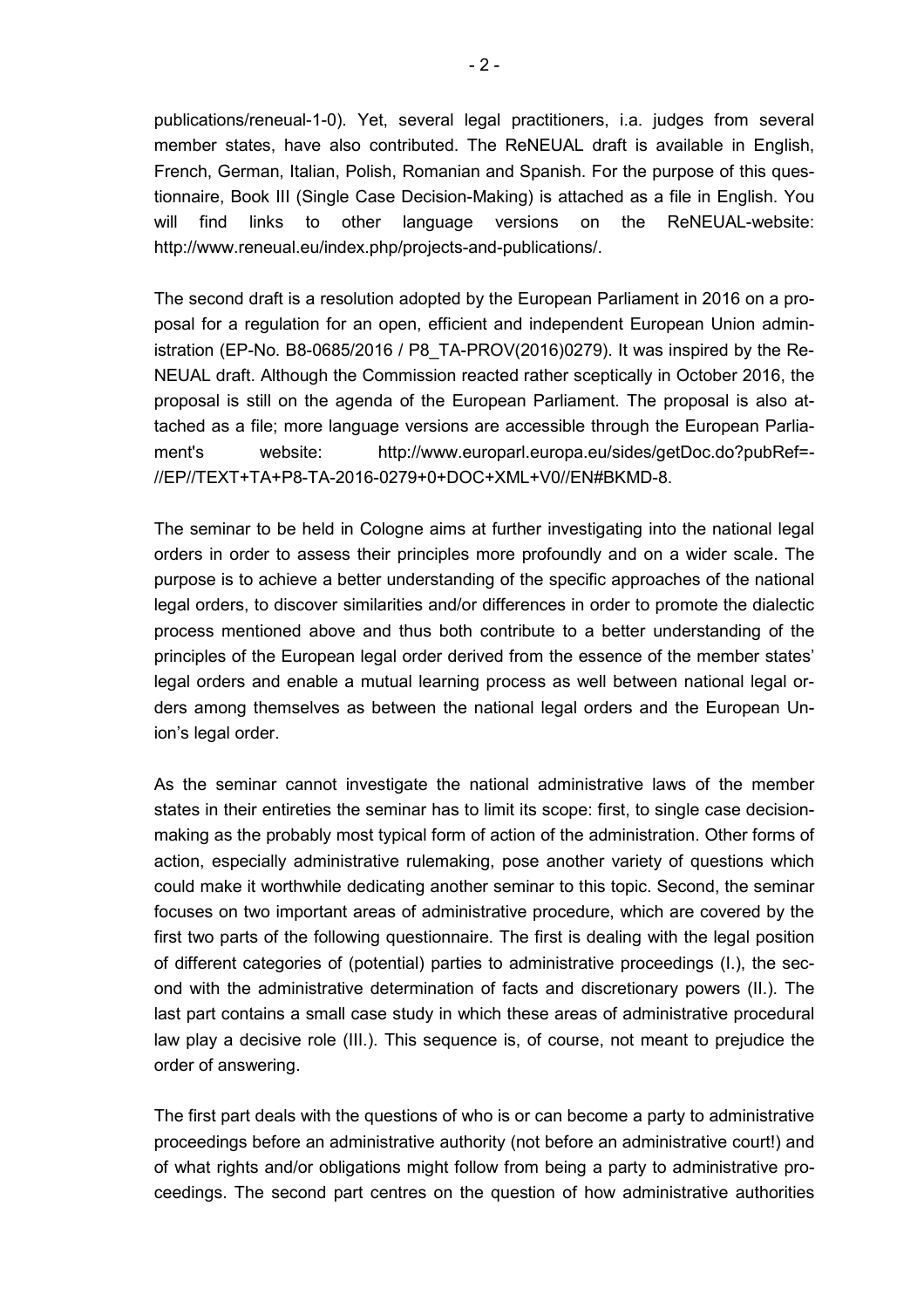publications/reneual-1-0). Yet, several legal practitioners, i.a. judges from several member states, have also contributed. The ReNEUAL draft is available in English, French, German, Italian, Polish, Romanian and Spanish. For the purpose of this questionnaire, Book III (Single Case Decision-Making) is attached as a file in English. You will find links to other language versions on the ReNEUAL-website: http://www.reneual.eu/index.php/projects-and-publications/.

The second draft is a resolution adopted by the European Parliament in 2016 on a proposal for a regulation for an open, efficient and independent European Union administration (EP-No. B8-0685/2016 / P8_TA-PROV(2016)0279). It was inspired by the ReNEUAL draft. Although the Commission reacted rather sceptically in October 2016, the proposal is still on the agenda of the European Parliament. The proposal is also attached as a file; more language versions are accessible through the European Parliament's website: http://www.europarl.europa.eu/sides/getDoc.do?pubRef=-//EP//TEXT+TA+P8-TA-2016-0279+0+DOC+XML+V0//EN#BKMD-8.

The seminar to be held in Cologne aims at further investigating into the national legal orders in order to assess their principles more profoundly and on a wider scale. The purpose is to achieve a better understanding of the specific approaches of the national legal orders, to discover similarities and/or differences in order to promote the dialectic process mentioned above and thus both contribute to a better understanding of the principles of the European legal order derived from the essence of the member states' legal orders and enable a mutual learning process as well between national legal orders among themselves as between the national legal orders and the European Union's legal order.

As the seminar cannot investigate the national administrative laws of the member states in their entireties the seminar has to limit its scope: first, to single case decision-making as the probably most typical form of action of the administration. Other forms of action, especially administrative rulemaking, pose another variety of questions which could make it worthwhile dedicating another seminar to this topic. Second, the seminar focuses on two important areas of administrative procedure, which are covered by the first two parts of the following questionnaire. The first is dealing with the legal position of different categories of (potential) parties to administrative proceedings (I.), the second with the administrative determination of facts and discretionary powers (II.). The last part contains a small case study in which these areas of administrative procedural law play a decisive role (III.). This sequence is, of course, not meant to prejudice the order of answering.

The first part deals with the questions of who is or can become a party to administrative proceedings before an administrative authority (not before an administrative court!) and of what rights and/or obligations might follow from being a party to administrative proceedings. The second part centres on the question of how administrative authorities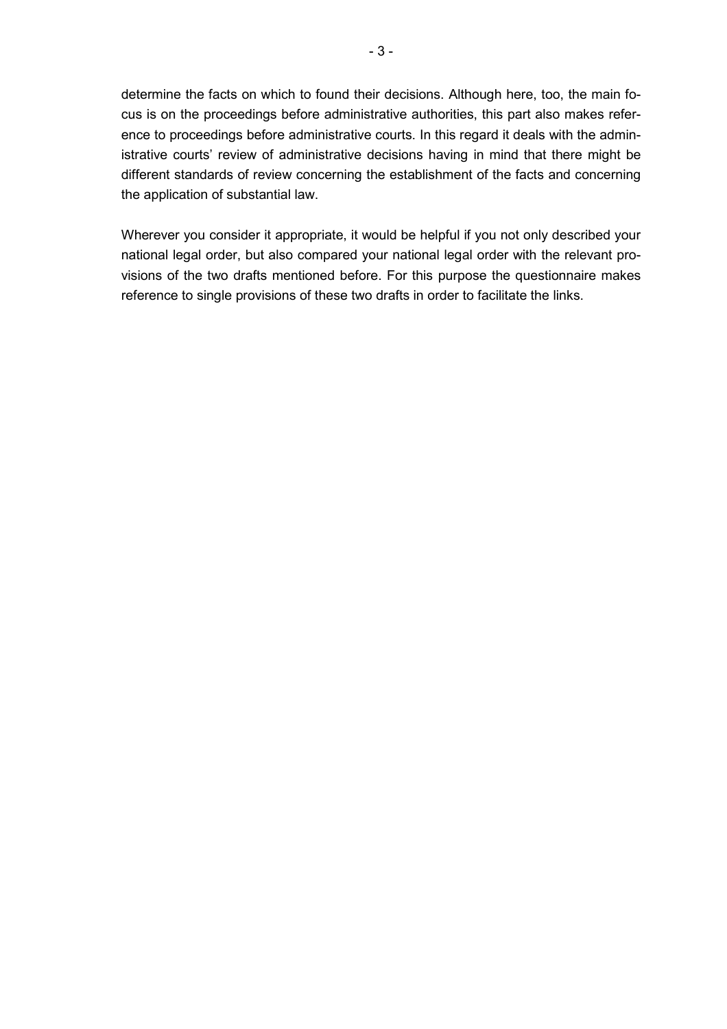determine the facts on which to found their decisions. Although here, too, the main focus is on the proceedings before administrative authorities, this part also makes reference to proceedings before administrative courts. In this regard it deals with the administrative courts' review of administrative decisions having in mind that there might be different standards of review concerning the establishment of the facts and concerning the application of substantial law.

Wherever you consider it appropriate, it would be helpful if you not only described your national legal order, but also compared your national legal order with the relevant provisions of the two drafts mentioned before. For this purpose the questionnaire makes reference to single provisions of these two drafts in order to facilitate the links.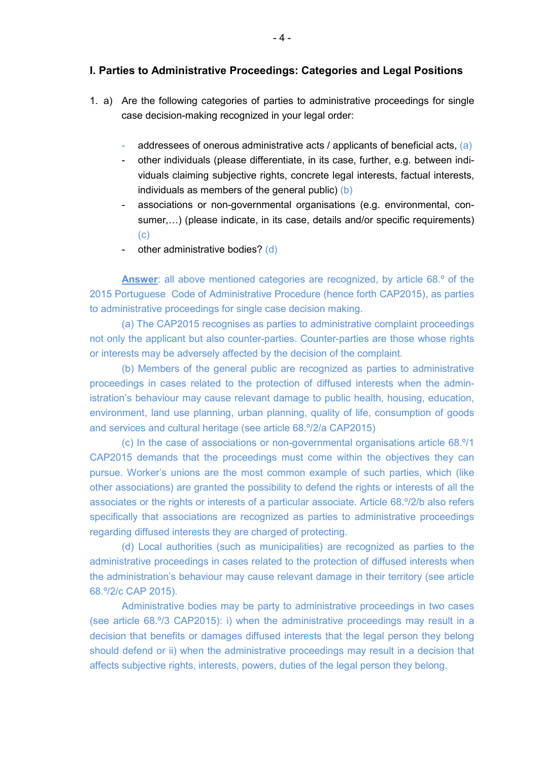## I. Parties to Administrative Proceedings: Categories and Legal Positions

1. a) Are the following categories of parties to administrative proceedings for single case decision-making recognized in your legal order:

   - addressees of onerous administrative acts / applicants of beneficial acts, (a)
   - other individuals (please differentiate, in its case, further, e.g. between individuals claiming subjective rights, concrete legal interests, factual interests, individuals as members of the general public) (b)
   - associations or non-governmental organisations (e.g. environmental, consumer,…) (please indicate, in its case, details and/or specific requirements) (c)
   - other administrative bodies? (d)

**Answer**: all above mentioned categories are recognized, by article 68.º of the 2015 Portuguese Code of Administrative Procedure (hence forth CAP2015), as parties to administrative proceedings for single case decision making.

(a) The CAP2015 recognises as parties to administrative complaint proceedings not only the applicant but also counter-parties. Counter-parties are those whose rights or interests may be adversely affected by the decision of the complaint.

(b) Members of the general public are recognized as parties to administrative proceedings in cases related to the protection of diffused interests when the administration's behaviour may cause relevant damage to public health, housing, education, environment, land use planning, urban planning, quality of life, consumption of goods and services and cultural heritage (see article 68.º/2/a CAP2015)

(c) In the case of associations or non-governmental organisations article 68.º/1 CAP2015 demands that the proceedings must come within the objectives they can pursue. Worker's unions are the most common example of such parties, which (like other associations) are granted the possibility to defend the rights or interests of all the associates or the rights or interests of a particular associate. Article 68.º/2/b also refers specifically that associations are recognized as parties to administrative proceedings regarding diffused interests they are charged of protecting.

(d) Local authorities (such as municipalities) are recognized as parties to the administrative proceedings in cases related to the protection of diffused interests when the administration's behaviour may cause relevant damage in their territory (see article 68.º/2/c CAP 2015).

Administrative bodies may be party to administrative proceedings in two cases (see article 68.º/3 CAP2015): i) when the administrative proceedings may result in a decision that benefits or damages diffused interests that the legal person they belong should defend or ii) when the administrative proceedings may result in a decision that affects subjective rights, interests, powers, duties of the legal person they belong.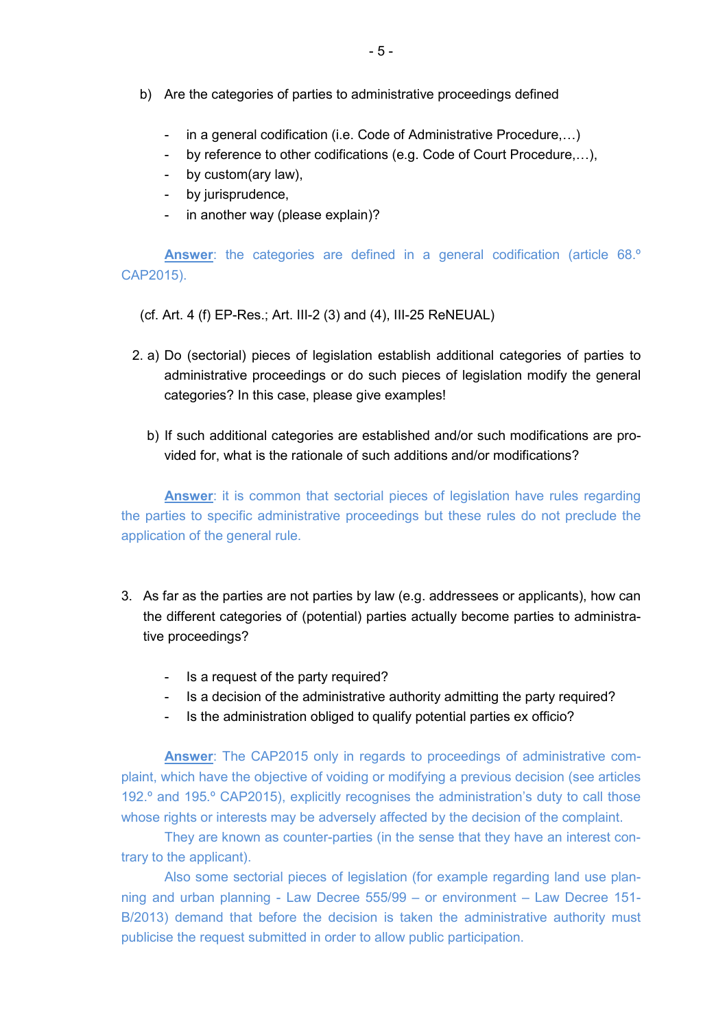b) Are the categories of parties to administrative proceedings defined

- in a general codification (i.e. Code of Administrative Procedure,…)
- by reference to other codifications (e.g. Code of Court Procedure,…),
- by custom(ary law),
- by jurisprudence,
- in another way (please explain)?

**Answer**: the categories are defined in a general codification (article 68.º CAP2015).

(cf. Art. 4 (f) EP-Res.; Art. III-2 (3) and (4), III-25 ReNEUAL)

2. a) Do (sectorial) pieces of legislation establish additional categories of parties to administrative proceedings or do such pieces of legislation modify the general categories? In this case, please give examples!

   b) If such additional categories are established and/or such modifications are provided for, what is the rationale of such additions and/or modifications?

**Answer**: it is common that sectorial pieces of legislation have rules regarding the parties to specific administrative proceedings but these rules do not preclude the application of the general rule.

3. As far as the parties are not parties by law (e.g. addressees or applicants), how can the different categories of (potential) parties actually become parties to administrative proceedings?

   - Is a request of the party required?
   - Is a decision of the administrative authority admitting the party required?
   - Is the administration obliged to qualify potential parties ex officio?

**Answer**: The CAP2015 only in regards to proceedings of administrative complaint, which have the objective of voiding or modifying a previous decision (see articles 192.º and 195.º CAP2015), explicitly recognises the administration's duty to call those whose rights or interests may be adversely affected by the decision of the complaint.

They are known as counter-parties (in the sense that they have an interest contrary to the applicant).

Also some sectorial pieces of legislation (for example regarding land use planning and urban planning - Law Decree 555/99 – or environment – Law Decree 151-B/2013) demand that before the decision is taken the administrative authority must publicise the request submitted in order to allow public participation.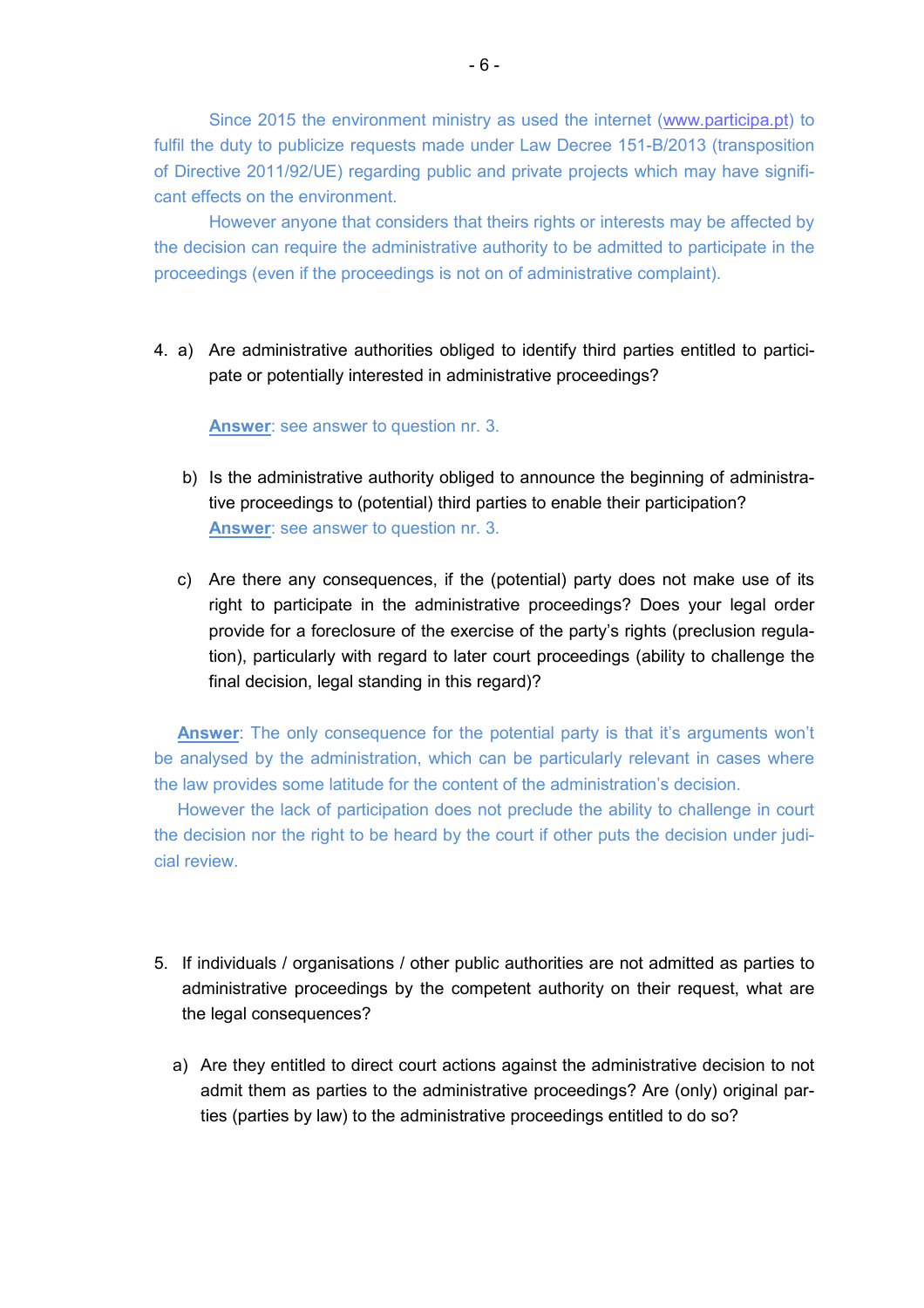Since 2015 the environment ministry as used the internet (www.participa.pt) to fulfil the duty to publicize requests made under Law Decree 151-B/2013 (transposition of Directive 2011/92/UE) regarding public and private projects which may have significant effects on the environment.

However anyone that considers that theirs rights or interests may be affected by the decision can require the administrative authority to be admitted to participate in the proceedings (even if the proceedings is not on of administrative complaint).

4. a) Are administrative authorities obliged to identify third parties entitled to participate or potentially interested in administrative proceedings?

   **Answer**: see answer to question nr. 3.

   b) Is the administrative authority obliged to announce the beginning of administrative proceedings to (potential) third parties to enable their participation?
   **Answer**: see answer to question nr. 3.

   c) Are there any consequences, if the (potential) party does not make use of its right to participate in the administrative proceedings? Does your legal order provide for a foreclosure of the exercise of the party's rights (preclusion regulation), particularly with regard to later court proceedings (ability to challenge the final decision, legal standing in this regard)?

   **Answer**: The only consequence for the potential party is that it's arguments won't be analysed by the administration, which can be particularly relevant in cases where the law provides some latitude for the content of the administration's decision.

   However the lack of participation does not preclude the ability to challenge in court the decision nor the right to be heard by the court if other puts the decision under judicial review.

5. If individuals / organisations / other public authorities are not admitted as parties to administrative proceedings by the competent authority on their request, what are the legal consequences?

   a) Are they entitled to direct court actions against the administrative decision to not admit them as parties to the administrative proceedings? Are (only) original parties (parties by law) to the administrative proceedings entitled to do so?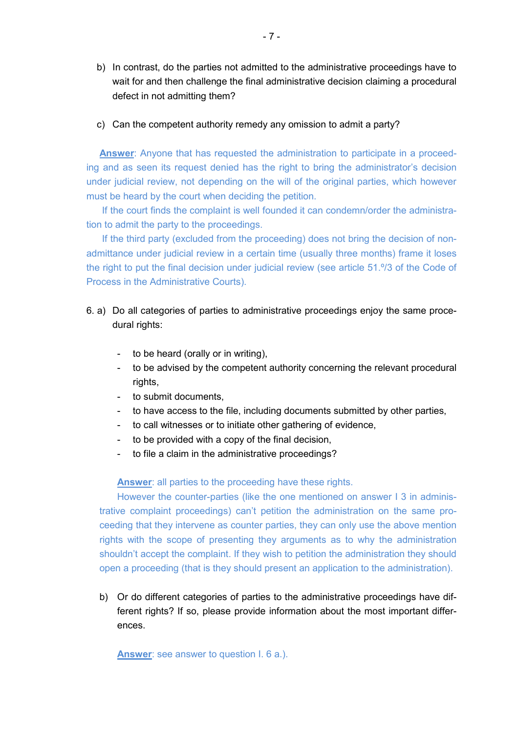b) In contrast, do the parties not admitted to the administrative proceedings have to wait for and then challenge the final administrative decision claiming a procedural defect in not admitting them?

c) Can the competent authority remedy any omission to admit a party?

**Answer**: Anyone that has requested the administration to participate in a proceeding and as seen its request denied has the right to bring the administrator's decision under judicial review, not depending on the will of the original parties, which however must be heard by the court when deciding the petition.

If the court finds the complaint is well founded it can condemn/order the administration to admit the party to the proceedings.

If the third party (excluded from the proceeding) does not bring the decision of non-admittance under judicial review in a certain time (usually three months) frame it loses the right to put the final decision under judicial review (see article 51.º/3 of the Code of Process in the Administrative Courts).

6. a) Do all categories of parties to administrative proceedings enjoy the same procedural rights:

- to be heard (orally or in writing),
- to be advised by the competent authority concerning the relevant procedural rights,
- to submit documents,
- to have access to the file, including documents submitted by other parties,
- to call witnesses or to initiate other gathering of evidence,
- to be provided with a copy of the final decision,
- to file a claim in the administrative proceedings?

**Answer**: all parties to the proceeding have these rights.

However the counter-parties (like the one mentioned on answer I 3 in administrative complaint proceedings) can't petition the administration on the same proceeding that they intervene as counter parties, they can only use the above mention rights with the scope of presenting they arguments as to why the administration shouldn't accept the complaint. If they wish to petition the administration they should open a proceeding (that is they should present an application to the administration).

b) Or do different categories of parties to the administrative proceedings have different rights? If so, please provide information about the most important differences.

**Answer**: see answer to question I. 6 a.).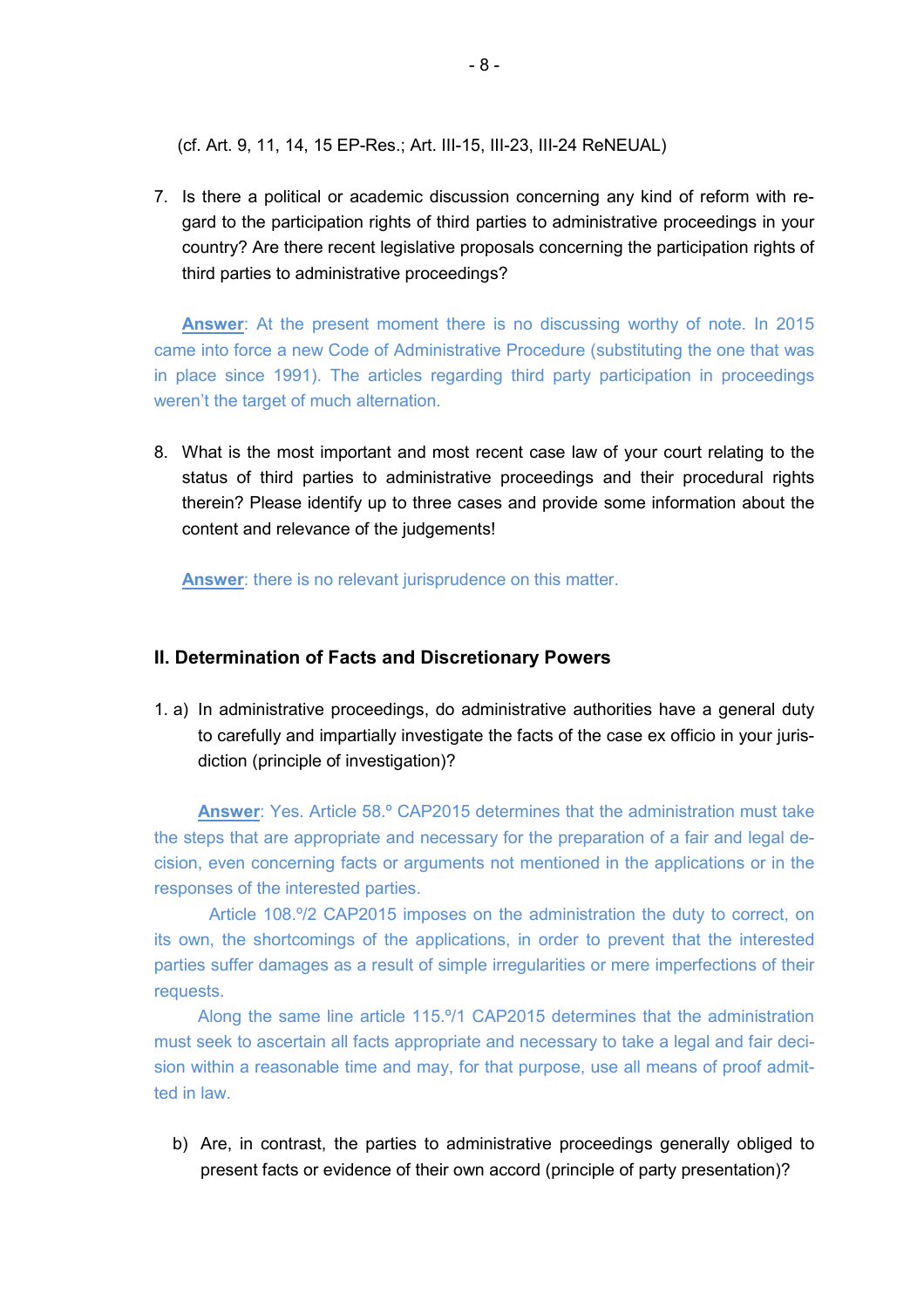(cf. Art. 9, 11, 14, 15 EP-Res.; Art. III-15, III-23, III-24 ReNEUAL)

7. Is there a political or academic discussion concerning any kind of reform with regard to the participation rights of third parties to administrative proceedings in your country? Are there recent legislative proposals concerning the participation rights of third parties to administrative proceedings?

**Answer**: At the present moment there is no discussing worthy of note. In 2015 came into force a new Code of Administrative Procedure (substituting the one that was in place since 1991). The articles regarding third party participation in proceedings weren't the target of much alternation.

8. What is the most important and most recent case law of your court relating to the status of third parties to administrative proceedings and their procedural rights therein? Please identify up to three cases and provide some information about the content and relevance of the judgements!

**Answer**: there is no relevant jurisprudence on this matter.

## II. Determination of Facts and Discretionary Powers

1. a) In administrative proceedings, do administrative authorities have a general duty to carefully and impartially investigate the facts of the case ex officio in your jurisdiction (principle of investigation)?

**Answer**: Yes. Article 58.º CAP2015 determines that the administration must take the steps that are appropriate and necessary for the preparation of a fair and legal decision, even concerning facts or arguments not mentioned in the applications or in the responses of the interested parties.

Article 108.º/2 CAP2015 imposes on the administration the duty to correct, on its own, the shortcomings of the applications, in order to prevent that the interested parties suffer damages as a result of simple irregularities or mere imperfections of their requests.

Along the same line article 115.º/1 CAP2015 determines that the administration must seek to ascertain all facts appropriate and necessary to take a legal and fair decision within a reasonable time and may, for that purpose, use all means of proof admitted in law.

b) Are, in contrast, the parties to administrative proceedings generally obliged to present facts or evidence of their own accord (principle of party presentation)?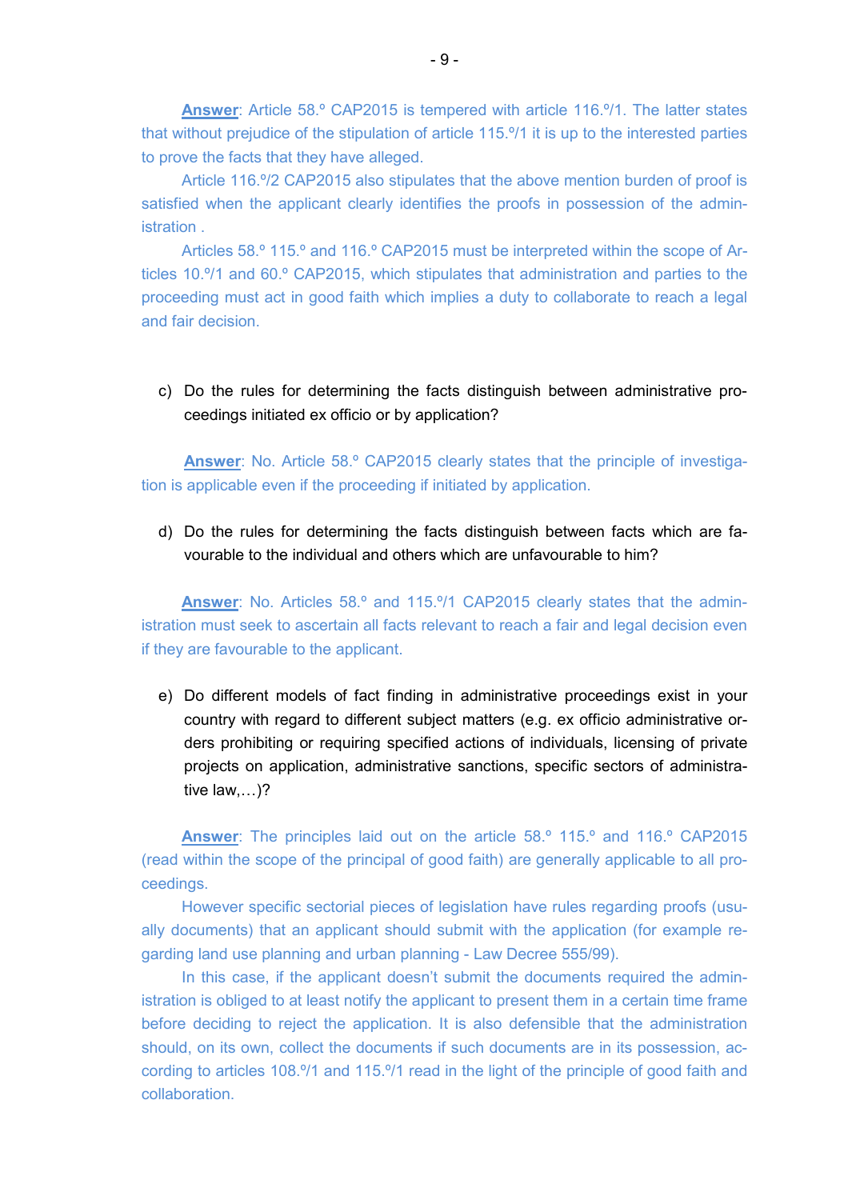**Answer**: Article 58.º CAP2015 is tempered with article 116.º/1. The latter states that without prejudice of the stipulation of article 115.º/1 it is up to the interested parties to prove the facts that they have alleged.

Article 116.º/2 CAP2015 also stipulates that the above mention burden of proof is satisfied when the applicant clearly identifies the proofs in possession of the administration .

Articles 58.º 115.º and 116.º CAP2015 must be interpreted within the scope of Articles 10.º/1 and 60.º CAP2015, which stipulates that administration and parties to the proceeding must act in good faith which implies a duty to collaborate to reach a legal and fair decision.

c) Do the rules for determining the facts distinguish between administrative proceedings initiated ex officio or by application?

**Answer**: No. Article 58.º CAP2015 clearly states that the principle of investigation is applicable even if the proceeding if initiated by application.

d) Do the rules for determining the facts distinguish between facts which are favourable to the individual and others which are unfavourable to him?

**Answer**: No. Articles 58.º and 115.º/1 CAP2015 clearly states that the administration must seek to ascertain all facts relevant to reach a fair and legal decision even if they are favourable to the applicant.

e) Do different models of fact finding in administrative proceedings exist in your country with regard to different subject matters (e.g. ex officio administrative orders prohibiting or requiring specified actions of individuals, licensing of private projects on application, administrative sanctions, specific sectors of administrative law,…)?

**Answer**: The principles laid out on the article 58.º 115.º and 116.º CAP2015 (read within the scope of the principal of good faith) are generally applicable to all proceedings.

However specific sectorial pieces of legislation have rules regarding proofs (usually documents) that an applicant should submit with the application (for example regarding land use planning and urban planning - Law Decree 555/99).

In this case, if the applicant doesn't submit the documents required the administration is obliged to at least notify the applicant to present them in a certain time frame before deciding to reject the application. It is also defensible that the administration should, on its own, collect the documents if such documents are in its possession, according to articles 108.º/1 and 115.º/1 read in the light of the principle of good faith and collaboration.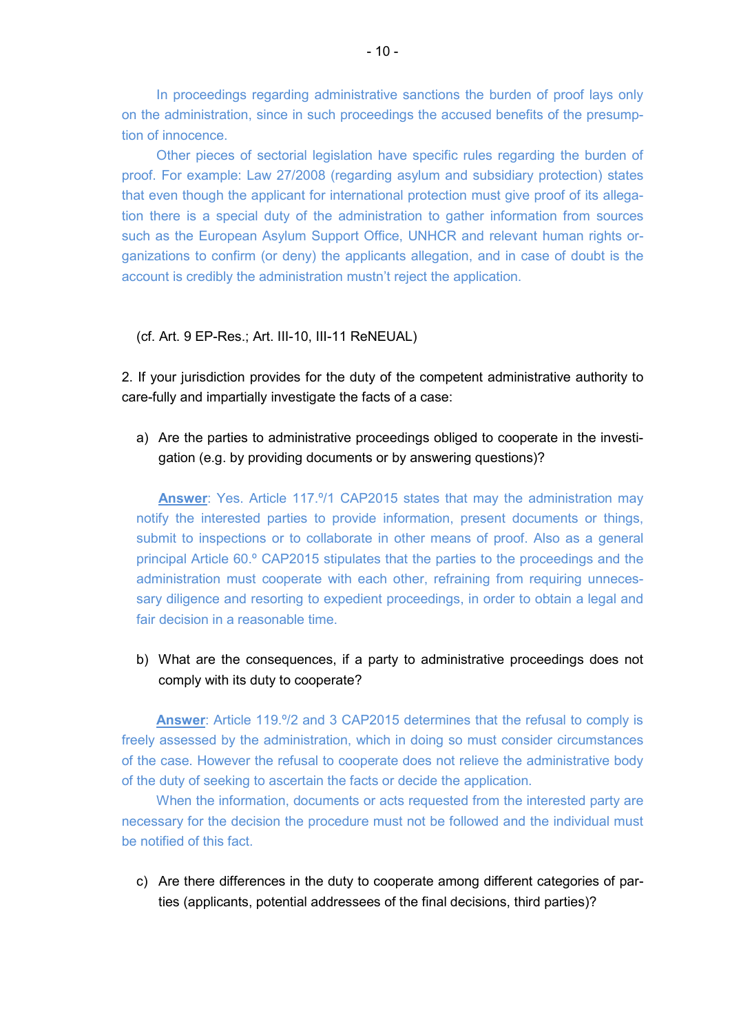In proceedings regarding administrative sanctions the burden of proof lays only on the administration, since in such proceedings the accused benefits of the presumption of innocence.

Other pieces of sectorial legislation have specific rules regarding the burden of proof. For example: Law 27/2008 (regarding asylum and subsidiary protection) states that even though the applicant for international protection must give proof of its allegation there is a special duty of the administration to gather information from sources such as the European Asylum Support Office, UNHCR and relevant human rights organizations to confirm (or deny) the applicants allegation, and in case of doubt is the account is credibly the administration mustn't reject the application.

(cf. Art. 9 EP-Res.; Art. III-10, III-11 ReNEUAL)

2. If your jurisdiction provides for the duty of the competent administrative authority to care-fully and impartially investigate the facts of a case:

a) Are the parties to administrative proceedings obliged to cooperate in the investigation (e.g. by providing documents or by answering questions)?

**Answer**: Yes. Article 117.º/1 CAP2015 states that may the administration may notify the interested parties to provide information, present documents or things, submit to inspections or to collaborate in other means of proof. Also as a general principal Article 60.º CAP2015 stipulates that the parties to the proceedings and the administration must cooperate with each other, refraining from requiring unnecessary diligence and resorting to expedient proceedings, in order to obtain a legal and fair decision in a reasonable time.

b) What are the consequences, if a party to administrative proceedings does not comply with its duty to cooperate?

**Answer**: Article 119.º/2 and 3 CAP2015 determines that the refusal to comply is freely assessed by the administration, which in doing so must consider circumstances of the case. However the refusal to cooperate does not relieve the administrative body of the duty of seeking to ascertain the facts or decide the application.

When the information, documents or acts requested from the interested party are necessary for the decision the procedure must not be followed and the individual must be notified of this fact.

c) Are there differences in the duty to cooperate among different categories of parties (applicants, potential addressees of the final decisions, third parties)?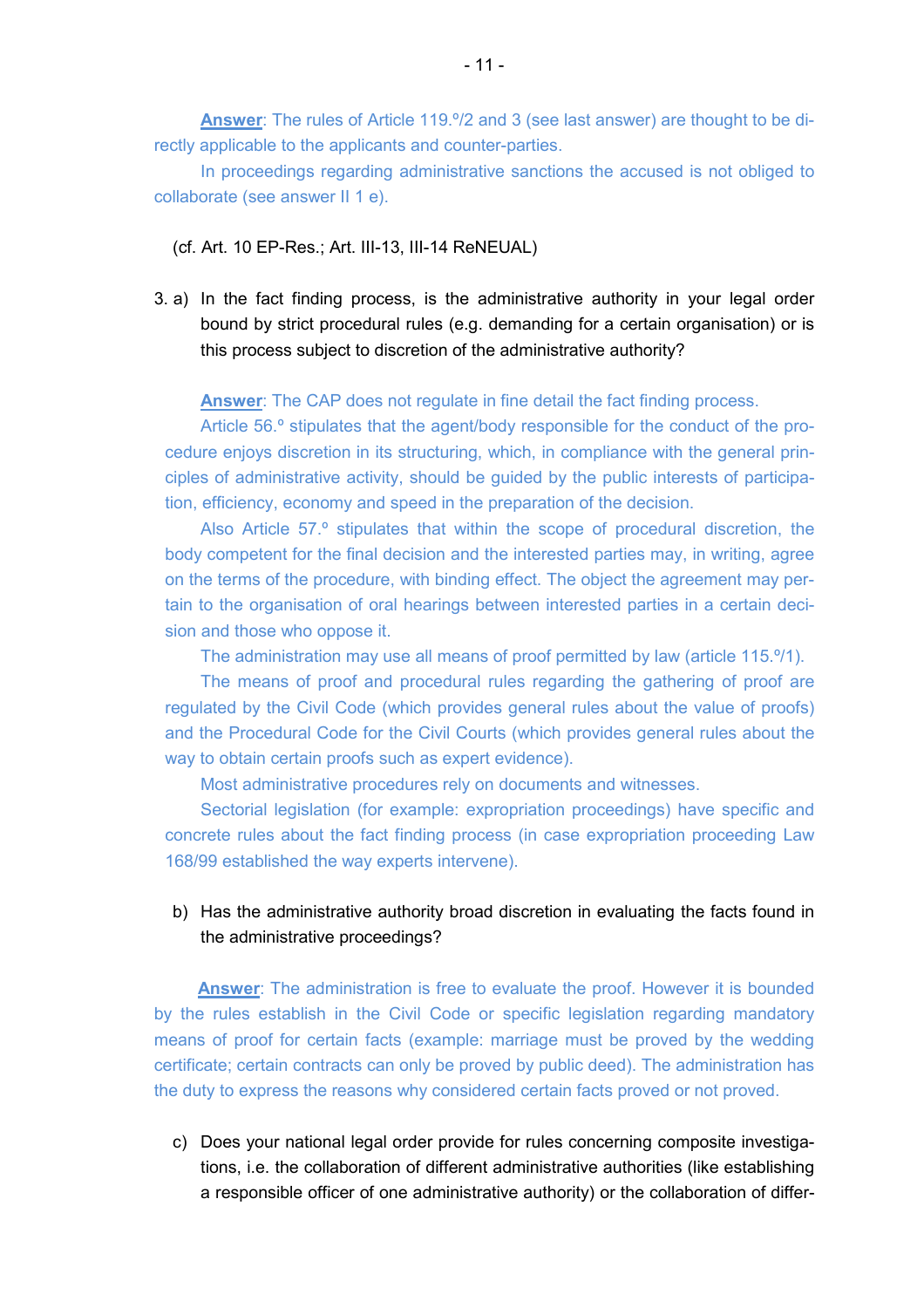**Answer**: The rules of Article 119.º/2 and 3 (see last answer) are thought to be directly applicable to the applicants and counter-parties.

In proceedings regarding administrative sanctions the accused is not obliged to collaborate (see answer II 1 e).

(cf. Art. 10 EP-Res.; Art. III-13, III-14 ReNEUAL)

3. a) In the fact finding process, is the administrative authority in your legal order bound by strict procedural rules (e.g. demanding for a certain organisation) or is this process subject to discretion of the administrative authority?

   **Answer**: The CAP does not regulate in fine detail the fact finding process.

   Article 56.º stipulates that the agent/body responsible for the conduct of the procedure enjoys discretion in its structuring, which, in compliance with the general principles of administrative activity, should be guided by the public interests of participation, efficiency, economy and speed in the preparation of the decision.

   Also Article 57.º stipulates that within the scope of procedural discretion, the body competent for the final decision and the interested parties may, in writing, agree on the terms of the procedure, with binding effect. The object the agreement may pertain to the organisation of oral hearings between interested parties in a certain decision and those who oppose it.

   The administration may use all means of proof permitted by law (article 115.º/1).

   The means of proof and procedural rules regarding the gathering of proof are regulated by the Civil Code (which provides general rules about the value of proofs) and the Procedural Code for the Civil Courts (which provides general rules about the way to obtain certain proofs such as expert evidence).

   Most administrative procedures rely on documents and witnesses.

   Sectorial legislation (for example: expropriation proceedings) have specific and concrete rules about the fact finding process (in case expropriation proceeding Law 168/99 established the way experts intervene).

   b) Has the administrative authority broad discretion in evaluating the facts found in the administrative proceedings?

   **Answer**: The administration is free to evaluate the proof. However it is bounded by the rules establish in the Civil Code or specific legislation regarding mandatory means of proof for certain facts (example: marriage must be proved by the wedding certificate; certain contracts can only be proved by public deed). The administration has the duty to express the reasons why considered certain facts proved or not proved.

   c) Does your national legal order provide for rules concerning composite investigations, i.e. the collaboration of different administrative authorities (like establishing a responsible officer of one administrative authority) or the collaboration of differ-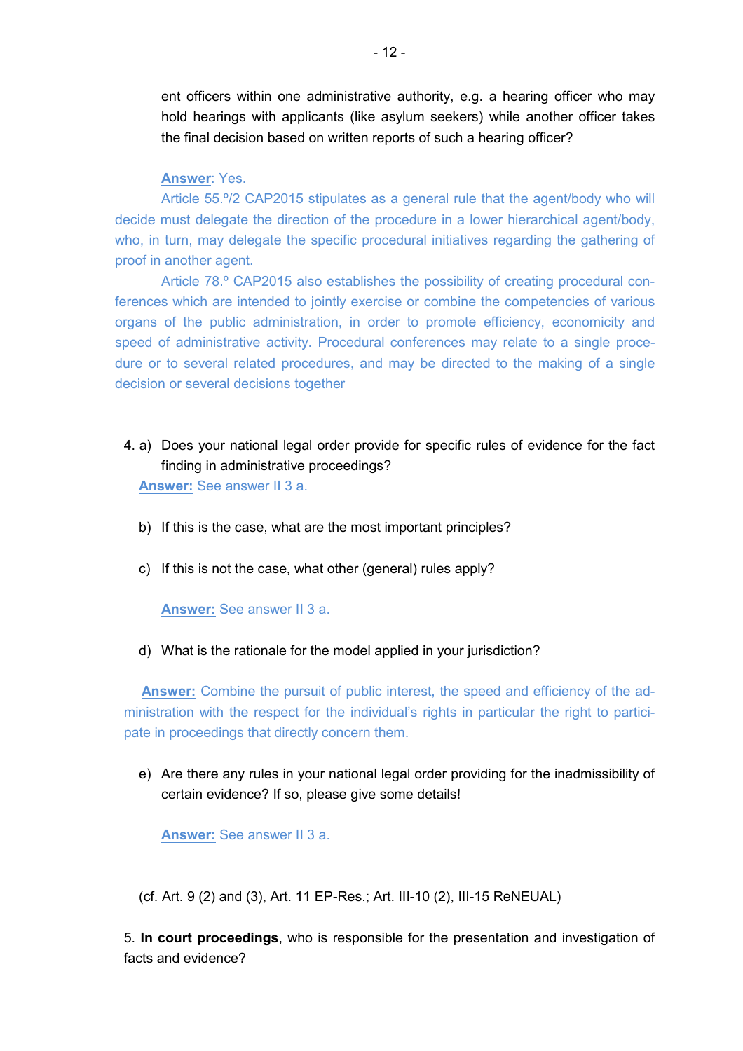ent officers within one administrative authority, e.g. a hearing officer who may hold hearings with applicants (like asylum seekers) while another officer takes the final decision based on written reports of such a hearing officer?

**Answer**: Yes.

Article 55.º/2 CAP2015 stipulates as a general rule that the agent/body who will decide must delegate the direction of the procedure in a lower hierarchical agent/body, who, in turn, may delegate the specific procedural initiatives regarding the gathering of proof in another agent.

Article 78.º CAP2015 also establishes the possibility of creating procedural conferences which are intended to jointly exercise or combine the competencies of various organs of the public administration, in order to promote efficiency, economicity and speed of administrative activity. Procedural conferences may relate to a single procedure or to several related procedures, and may be directed to the making of a single decision or several decisions together

4. a) Does your national legal order provide for specific rules of evidence for the fact finding in administrative proceedings?

   **Answer:** See answer II 3 a.

   b) If this is the case, what are the most important principles?

   c) If this is not the case, what other (general) rules apply?

   **Answer:** See answer II 3 a.

   d) What is the rationale for the model applied in your jurisdiction?

   **Answer:** Combine the pursuit of public interest, the speed and efficiency of the administration with the respect for the individual's rights in particular the right to participate in proceedings that directly concern them.

   e) Are there any rules in your national legal order providing for the inadmissibility of certain evidence? If so, please give some details!

   **Answer:** See answer II 3 a.

(cf. Art. 9 (2) and (3), Art. 11 EP-Res.; Art. III-10 (2), III-15 ReNEUAL)

5. **In court proceedings**, who is responsible for the presentation and investigation of facts and evidence?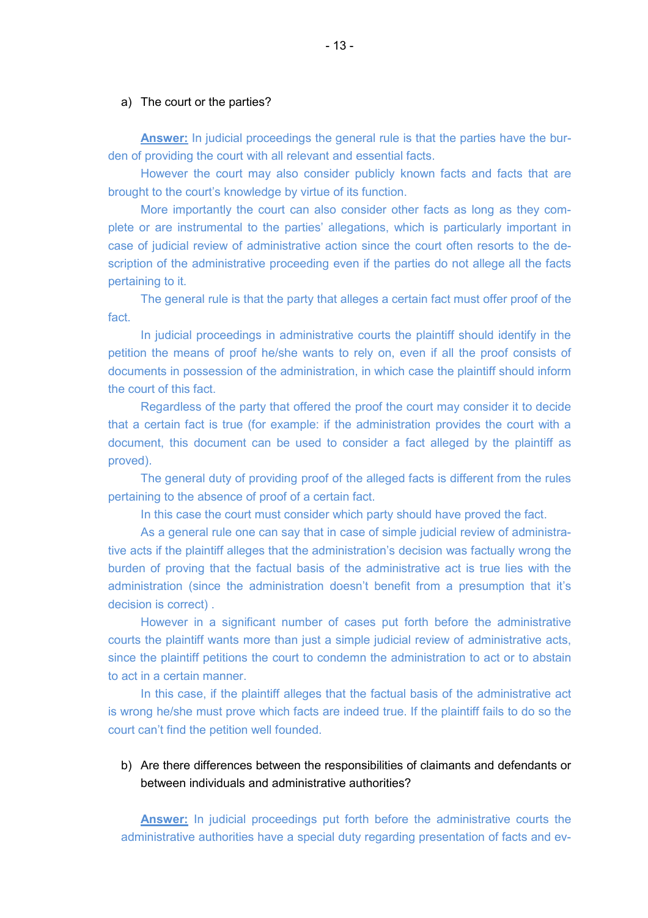a) The court or the parties?

**Answer:** In judicial proceedings the general rule is that the parties have the burden of providing the court with all relevant and essential facts.

However the court may also consider publicly known facts and facts that are brought to the court's knowledge by virtue of its function.

More importantly the court can also consider other facts as long as they complete or are instrumental to the parties' allegations, which is particularly important in case of judicial review of administrative action since the court often resorts to the description of the administrative proceeding even if the parties do not allege all the facts pertaining to it.

The general rule is that the party that alleges a certain fact must offer proof of the fact.

In judicial proceedings in administrative courts the plaintiff should identify in the petition the means of proof he/she wants to rely on, even if all the proof consists of documents in possession of the administration, in which case the plaintiff should inform the court of this fact.

Regardless of the party that offered the proof the court may consider it to decide that a certain fact is true (for example: if the administration provides the court with a document, this document can be used to consider a fact alleged by the plaintiff as proved).

The general duty of providing proof of the alleged facts is different from the rules pertaining to the absence of proof of a certain fact.

In this case the court must consider which party should have proved the fact.

As a general rule one can say that in case of simple judicial review of administrative acts if the plaintiff alleges that the administration's decision was factually wrong the burden of proving that the factual basis of the administrative act is true lies with the administration (since the administration doesn't benefit from a presumption that it's decision is correct) .

However in a significant number of cases put forth before the administrative courts the plaintiff wants more than just a simple judicial review of administrative acts, since the plaintiff petitions the court to condemn the administration to act or to abstain to act in a certain manner.

In this case, if the plaintiff alleges that the factual basis of the administrative act is wrong he/she must prove which facts are indeed true. If the plaintiff fails to do so the court can't find the petition well founded.

b) Are there differences between the responsibilities of claimants and defendants or between individuals and administrative authorities?

**Answer:** In judicial proceedings put forth before the administrative courts the administrative authorities have a special duty regarding presentation of facts and ev-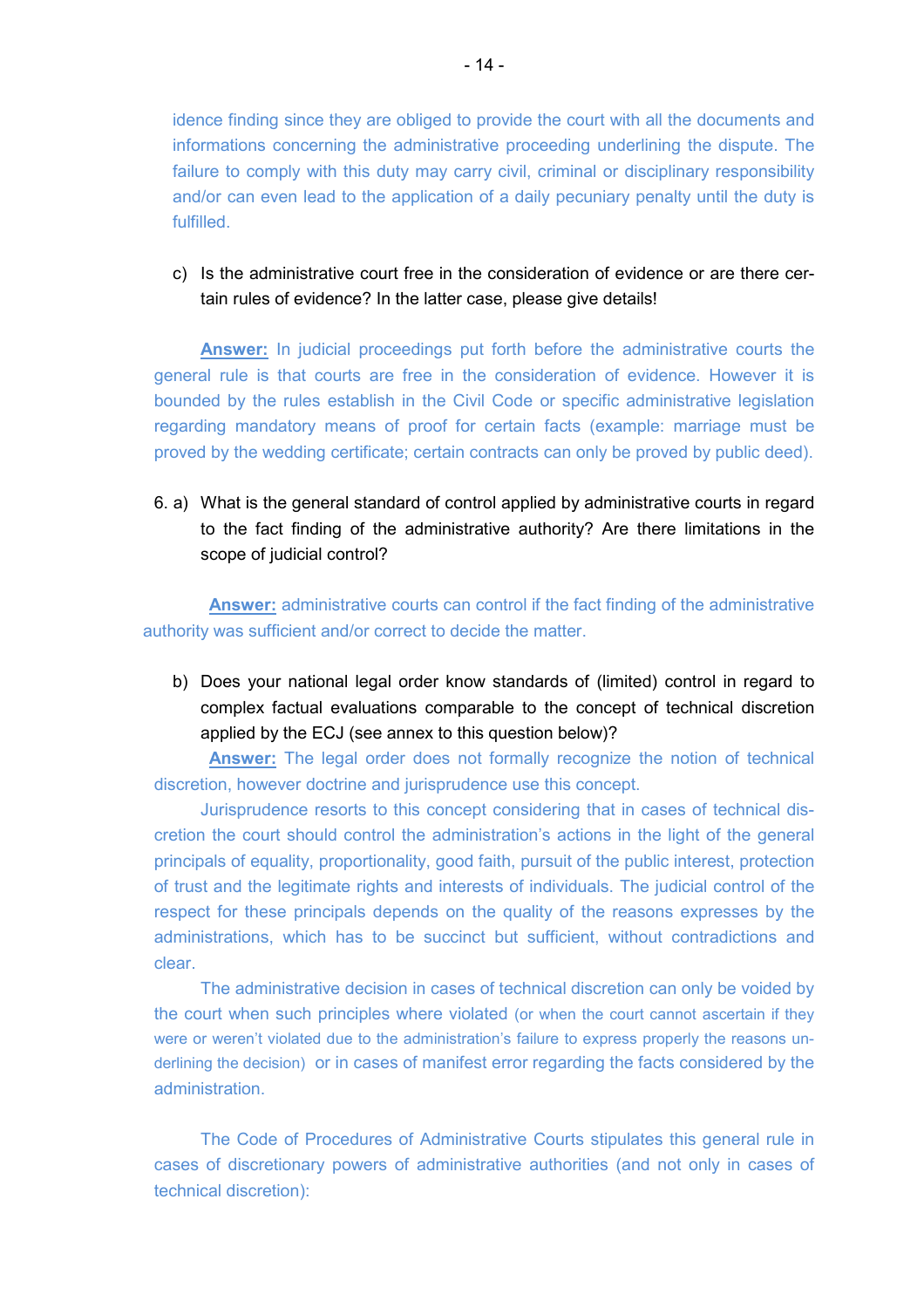idence finding since they are obliged to provide the court with all the documents and informations concerning the administrative proceeding underlining the dispute. The failure to comply with this duty may carry civil, criminal or disciplinary responsibility and/or can even lead to the application of a daily pecuniary penalty until the duty is fulfilled.

c) Is the administrative court free in the consideration of evidence or are there certain rules of evidence? In the latter case, please give details!

**Answer:** In judicial proceedings put forth before the administrative courts the general rule is that courts are free in the consideration of evidence. However it is bounded by the rules establish in the Civil Code or specific administrative legislation regarding mandatory means of proof for certain facts (example: marriage must be proved by the wedding certificate; certain contracts can only be proved by public deed).

6. a) What is the general standard of control applied by administrative courts in regard to the fact finding of the administrative authority? Are there limitations in the scope of judicial control?

**Answer:** administrative courts can control if the fact finding of the administrative authority was sufficient and/or correct to decide the matter.

b) Does your national legal order know standards of (limited) control in regard to complex factual evaluations comparable to the concept of technical discretion applied by the ECJ (see annex to this question below)?

**Answer:** The legal order does not formally recognize the notion of technical discretion, however doctrine and jurisprudence use this concept.

Jurisprudence resorts to this concept considering that in cases of technical discretion the court should control the administration's actions in the light of the general principals of equality, proportionality, good faith, pursuit of the public interest, protection of trust and the legitimate rights and interests of individuals. The judicial control of the respect for these principals depends on the quality of the reasons expresses by the administrations, which has to be succinct but sufficient, without contradictions and clear.

The administrative decision in cases of technical discretion can only be voided by the court when such principles where violated (or when the court cannot ascertain if they were or weren't violated due to the administration's failure to express properly the reasons underlining the decision) or in cases of manifest error regarding the facts considered by the administration.

The Code of Procedures of Administrative Courts stipulates this general rule in cases of discretionary powers of administrative authorities (and not only in cases of technical discretion):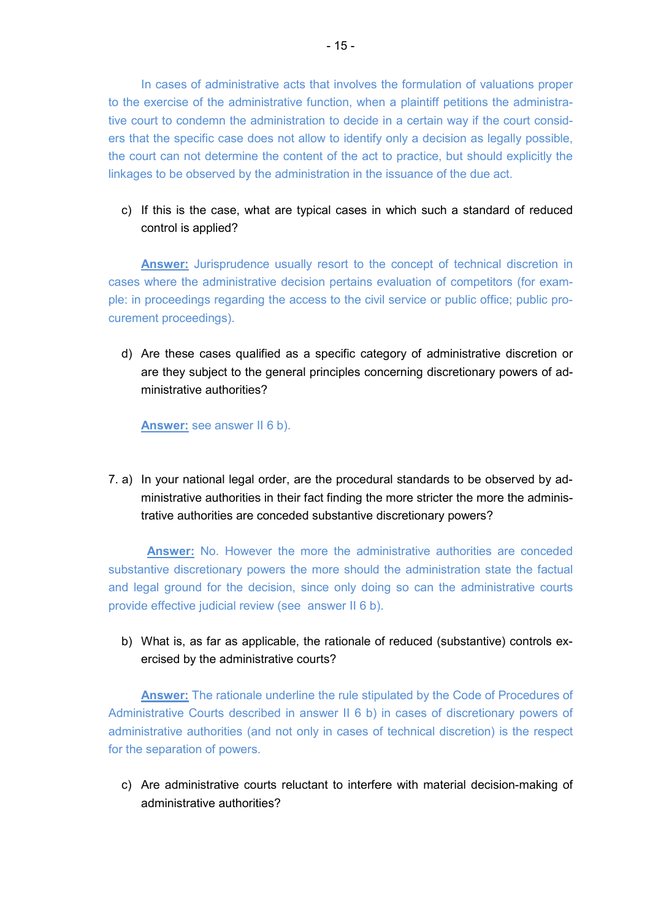In cases of administrative acts that involves the formulation of valuations proper to the exercise of the administrative function, when a plaintiff petitions the administrative court to condemn the administration to decide in a certain way if the court considers that the specific case does not allow to identify only a decision as legally possible, the court can not determine the content of the act to practice, but should explicitly the linkages to be observed by the administration in the issuance of the due act.

c) If this is the case, what are typical cases in which such a standard of reduced control is applied?

**Answer:** Jurisprudence usually resort to the concept of technical discretion in cases where the administrative decision pertains evaluation of competitors (for example: in proceedings regarding the access to the civil service or public office; public procurement proceedings).

d) Are these cases qualified as a specific category of administrative discretion or are they subject to the general principles concerning discretionary powers of administrative authorities?

**Answer:** see answer II 6 b).

7. a) In your national legal order, are the procedural standards to be observed by administrative authorities in their fact finding the more stricter the more the administrative authorities are conceded substantive discretionary powers?

**Answer:** No. However the more the administrative authorities are conceded substantive discretionary powers the more should the administration state the factual and legal ground for the decision, since only doing so can the administrative courts provide effective judicial review (see answer II 6 b).

b) What is, as far as applicable, the rationale of reduced (substantive) controls exercised by the administrative courts?

**Answer:** The rationale underline the rule stipulated by the Code of Procedures of Administrative Courts described in answer II 6 b) in cases of discretionary powers of administrative authorities (and not only in cases of technical discretion) is the respect for the separation of powers.

c) Are administrative courts reluctant to interfere with material decision-making of administrative authorities?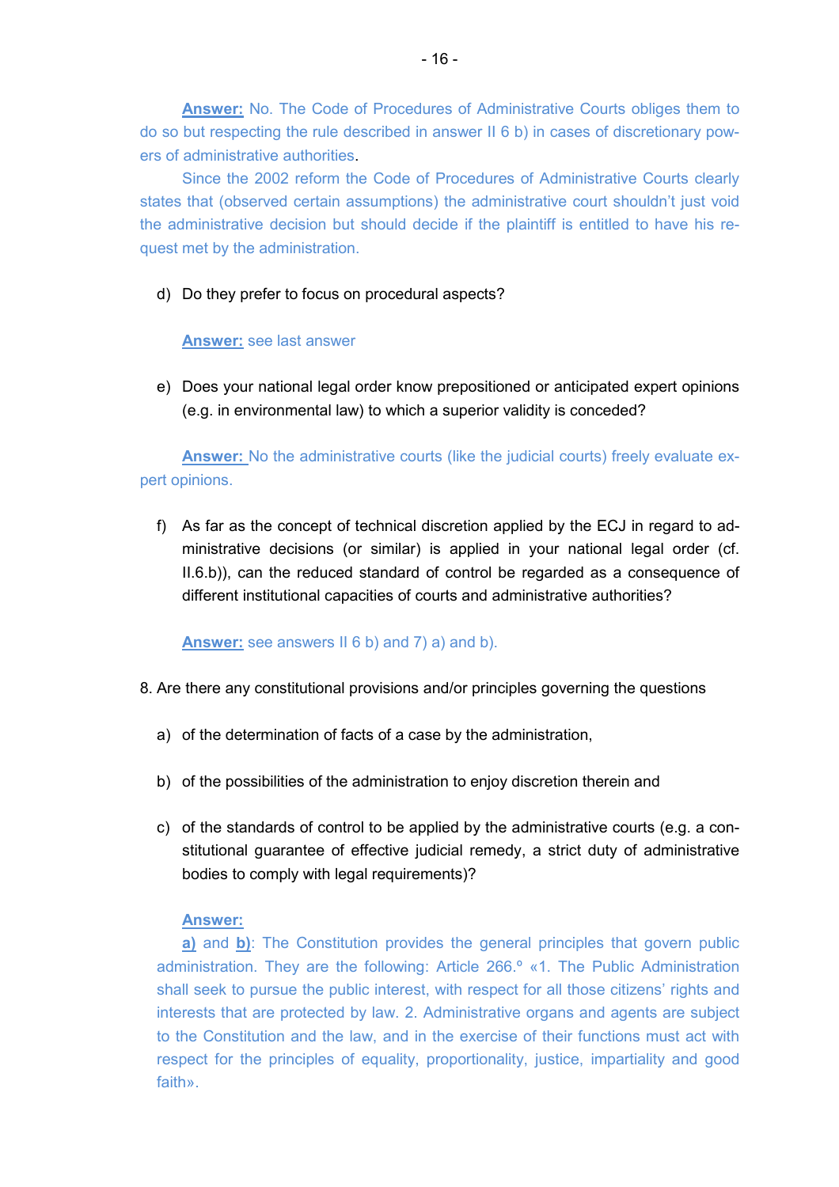**Answer:** No. The Code of Procedures of Administrative Courts obliges them to do so but respecting the rule described in answer II 6 b) in cases of discretionary powers of administrative authorities.

Since the 2002 reform the Code of Procedures of Administrative Courts clearly states that (observed certain assumptions) the administrative court shouldn't just void the administrative decision but should decide if the plaintiff is entitled to have his request met by the administration.

d) Do they prefer to focus on procedural aspects?

**Answer:** see last answer

e) Does your national legal order know prepositioned or anticipated expert opinions (e.g. in environmental law) to which a superior validity is conceded?

**Answer:** No the administrative courts (like the judicial courts) freely evaluate expert opinions.

f) As far as the concept of technical discretion applied by the ECJ in regard to administrative decisions (or similar) is applied in your national legal order (cf. II.6.b)), can the reduced standard of control be regarded as a consequence of different institutional capacities of courts and administrative authorities?

**Answer:** see answers II 6 b) and 7) a) and b).

8. Are there any constitutional provisions and/or principles governing the questions

a) of the determination of facts of a case by the administration,

b) of the possibilities of the administration to enjoy discretion therein and

c) of the standards of control to be applied by the administrative courts (e.g. a constitutional guarantee of effective judicial remedy, a strict duty of administrative bodies to comply with legal requirements)?

**Answer:**

**a)** and **b)**: The Constitution provides the general principles that govern public administration. They are the following: Article 266.º «1. The Public Administration shall seek to pursue the public interest, with respect for all those citizens' rights and interests that are protected by law. 2. Administrative organs and agents are subject to the Constitution and the law, and in the exercise of their functions must act with respect for the principles of equality, proportionality, justice, impartiality and good faith».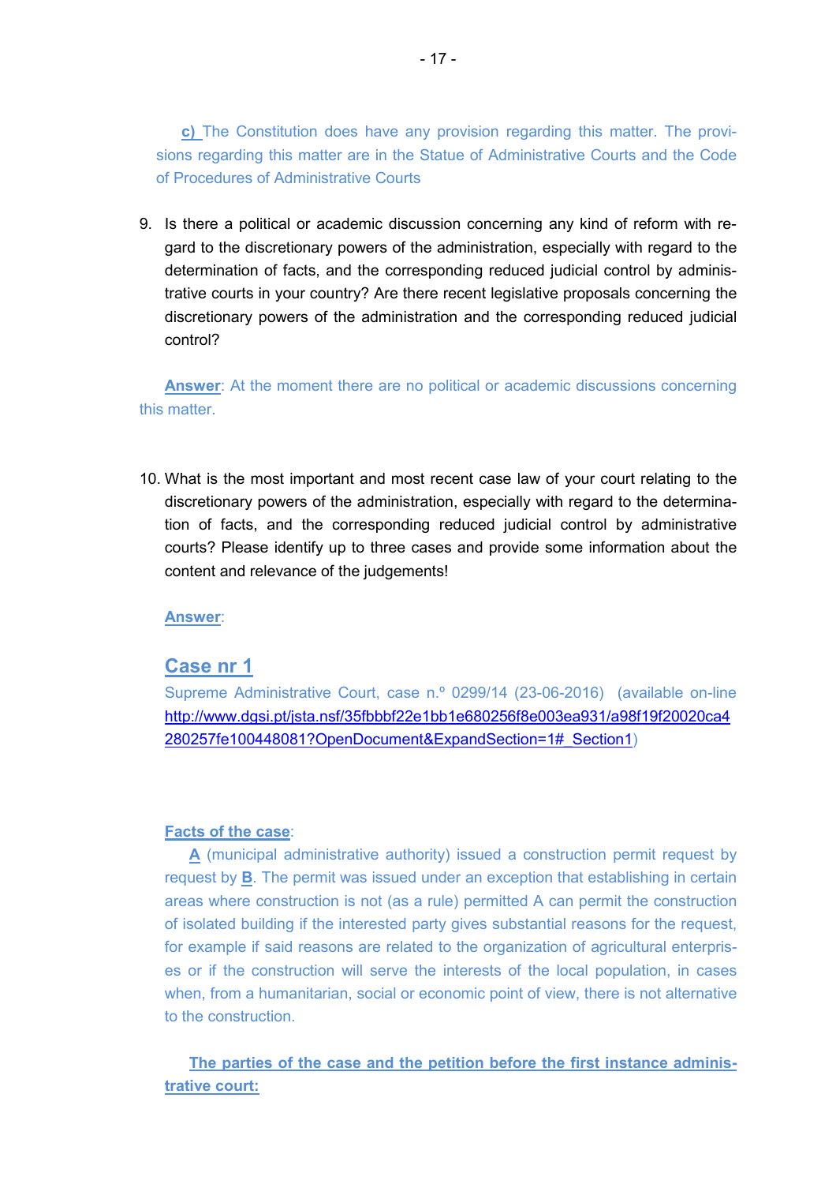**c)** The Constitution does have any provision regarding this matter. The provisions regarding this matter are in the Statue of Administrative Courts and the Code of Procedures of Administrative Courts

9. Is there a political or academic discussion concerning any kind of reform with regard to the discretionary powers of the administration, especially with regard to the determination of facts, and the corresponding reduced judicial control by administrative courts in your country? Are there recent legislative proposals concerning the discretionary powers of the administration and the corresponding reduced judicial control?

**Answer**: At the moment there are no political or academic discussions concerning this matter.

10. What is the most important and most recent case law of your court relating to the discretionary powers of the administration, especially with regard to the determination of facts, and the corresponding reduced judicial control by administrative courts? Please identify up to three cases and provide some information about the content and relevance of the judgements!

**Answer**:

## Case nr 1

Supreme Administrative Court, case n.º 0299/14 (23-06-2016) (available on-line http://www.dgsi.pt/jsta.nsf/35fbbbf22e1bb1e680256f8e003ea931/a98f19f20020ca4280257fe100448081?OpenDocument&ExpandSection=1#_Section1)

**Facts of the case**:

**A** (municipal administrative authority) issued a construction permit request by request by **B**. The permit was issued under an exception that establishing in certain areas where construction is not (as a rule) permitted A can permit the construction of isolated building if the interested party gives substantial reasons for the request, for example if said reasons are related to the organization of agricultural enterprises or if the construction will serve the interests of the local population, in cases when, from a humanitarian, social or economic point of view, there is not alternative to the construction.

**The parties of the case and the petition before the first instance administrative court:**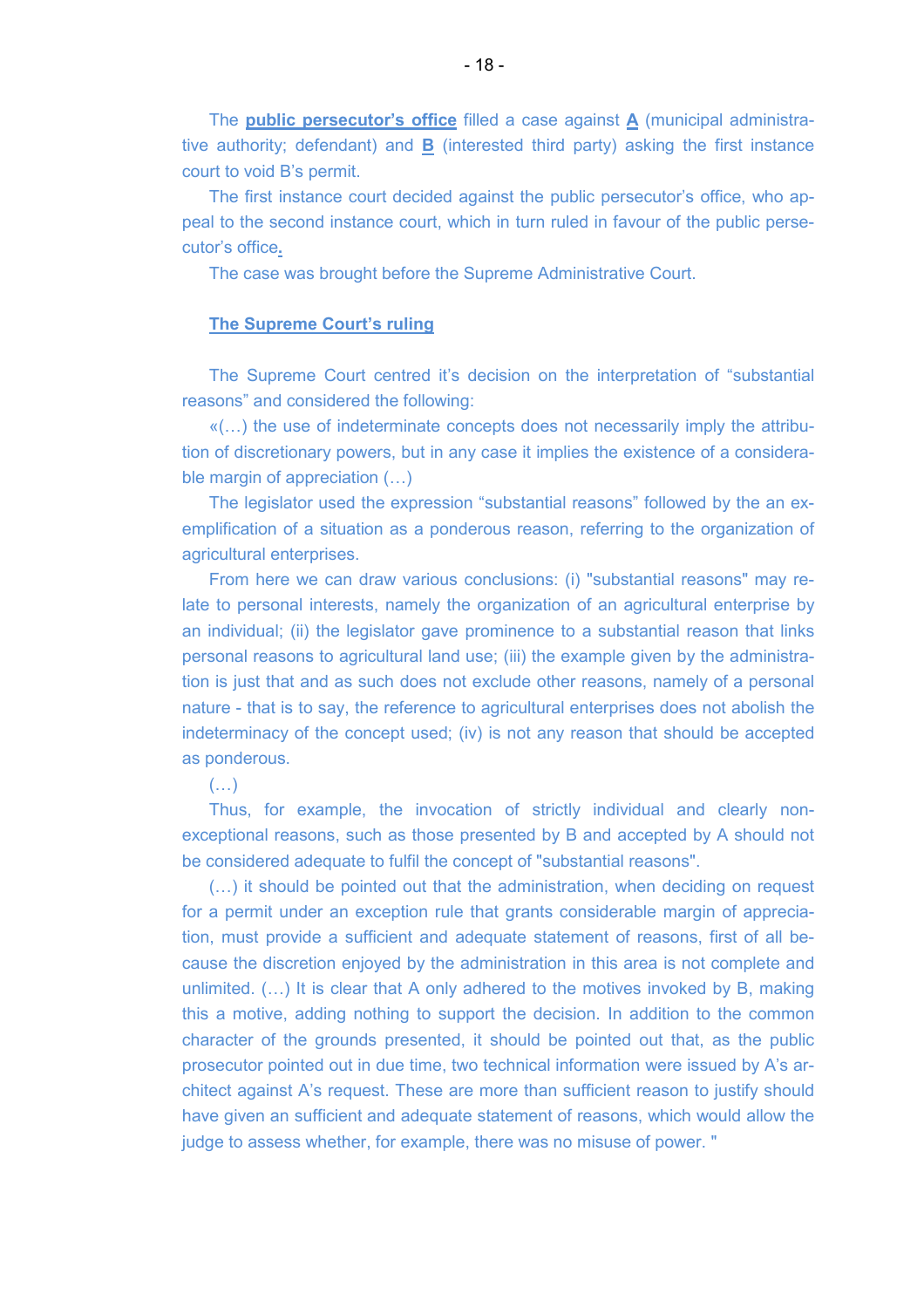The **public persecutor's office** filled a case against **A** (municipal administrative authority; defendant) and **B** (interested third party) asking the first instance court to void B's permit.

The first instance court decided against the public persecutor's office, who appeal to the second instance court, which in turn ruled in favour of the public persecutor's office**.**

The case was brought before the Supreme Administrative Court.

**The Supreme Court's ruling**

The Supreme Court centred it's decision on the interpretation of "substantial reasons" and considered the following:

«(…) the use of indeterminate concepts does not necessarily imply the attribution of discretionary powers, but in any case it implies the existence of a considerable margin of appreciation (…)

The legislator used the expression "substantial reasons" followed by the an exemplification of a situation as a ponderous reason, referring to the organization of agricultural enterprises.

From here we can draw various conclusions: (i) "substantial reasons" may relate to personal interests, namely the organization of an agricultural enterprise by an individual; (ii) the legislator gave prominence to a substantial reason that links personal reasons to agricultural land use; (iii) the example given by the administration is just that and as such does not exclude other reasons, namely of a personal nature - that is to say, the reference to agricultural enterprises does not abolish the indeterminacy of the concept used; (iv) is not any reason that should be accepted as ponderous.

(…)

Thus, for example, the invocation of strictly individual and clearly non-exceptional reasons, such as those presented by B and accepted by A should not be considered adequate to fulfil the concept of "substantial reasons".

(…) it should be pointed out that the administration, when deciding on request for a permit under an exception rule that grants considerable margin of appreciation, must provide a sufficient and adequate statement of reasons, first of all because the discretion enjoyed by the administration in this area is not complete and unlimited. (…) It is clear that A only adhered to the motives invoked by B, making this a motive, adding nothing to support the decision. In addition to the common character of the grounds presented, it should be pointed out that, as the public prosecutor pointed out in due time, two technical information were issued by A's architect against A's request. These are more than sufficient reason to justify should have given an sufficient and adequate statement of reasons, which would allow the judge to assess whether, for example, there was no misuse of power. "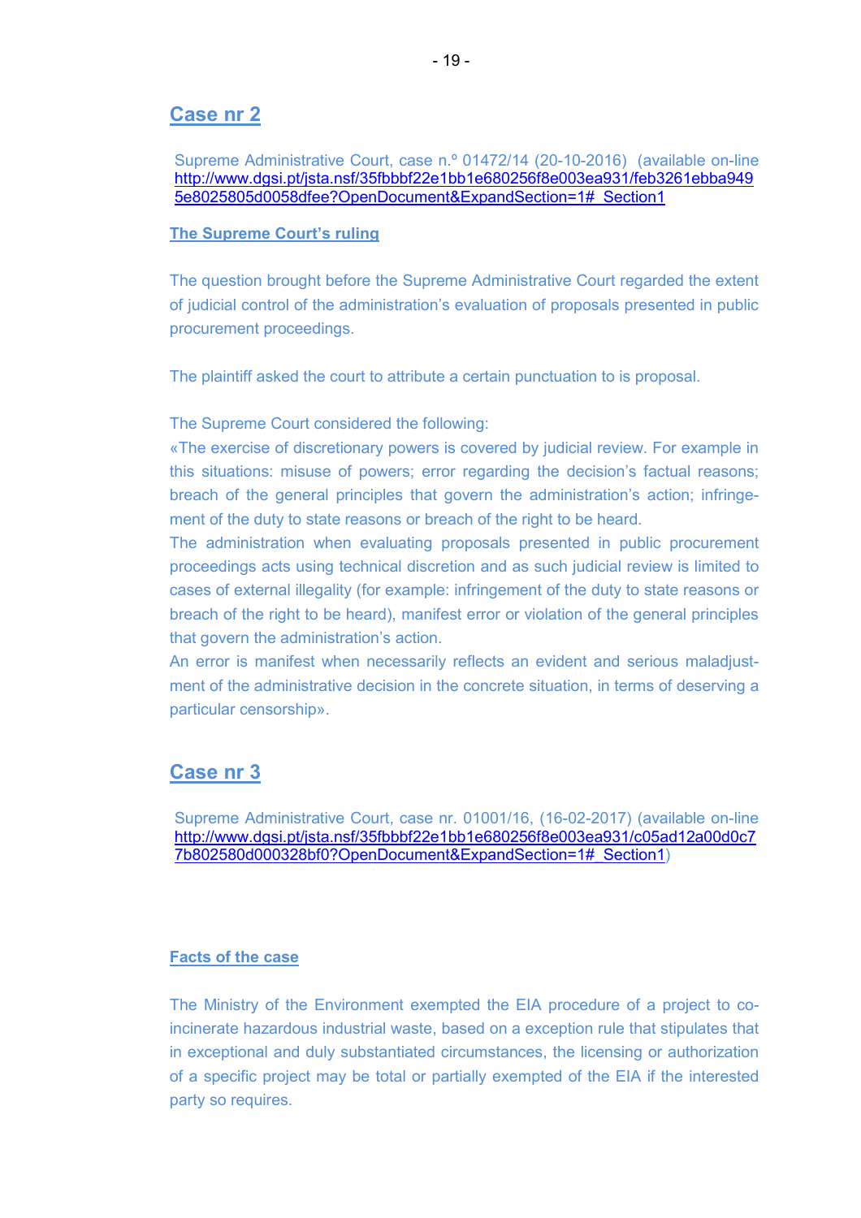## Case nr 2

Supreme Administrative Court, case n.º 01472/14 (20-10-2016) (available on-line http://www.dgsi.pt/jsta.nsf/35fbbbf22e1bb1e680256f8e003ea931/feb3261ebba9495e8025805d0058dfee?OpenDocument&ExpandSection=1#_Section1

### The Supreme Court's ruling

The question brought before the Supreme Administrative Court regarded the extent of judicial control of the administration's evaluation of proposals presented in public procurement proceedings.

The plaintiff asked the court to attribute a certain punctuation to is proposal.

The Supreme Court considered the following:

«The exercise of discretionary powers is covered by judicial review. For example in this situations: misuse of powers; error regarding the decision's factual reasons; breach of the general principles that govern the administration's action; infringement of the duty to state reasons or breach of the right to be heard.

The administration when evaluating proposals presented in public procurement proceedings acts using technical discretion and as such judicial review is limited to cases of external illegality (for example: infringement of the duty to state reasons or breach of the right to be heard), manifest error or violation of the general principles that govern the administration's action.

An error is manifest when necessarily reflects an evident and serious maladjustment of the administrative decision in the concrete situation, in terms of deserving a particular censorship».

## Case nr 3

Supreme Administrative Court, case nr. 01001/16, (16-02-2017) (available on-line http://www.dgsi.pt/jsta.nsf/35fbbbf22e1bb1e680256f8e003ea931/c05ad12a00d0c77b802580d000328bf0?OpenDocument&ExpandSection=1#_Section1)

### Facts of the case

The Ministry of the Environment exempted the EIA procedure of a project to co-incinerate hazardous industrial waste, based on a exception rule that stipulates that in exceptional and duly substantiated circumstances, the licensing or authorization of a specific project may be total or partially exempted of the EIA if the interested party so requires.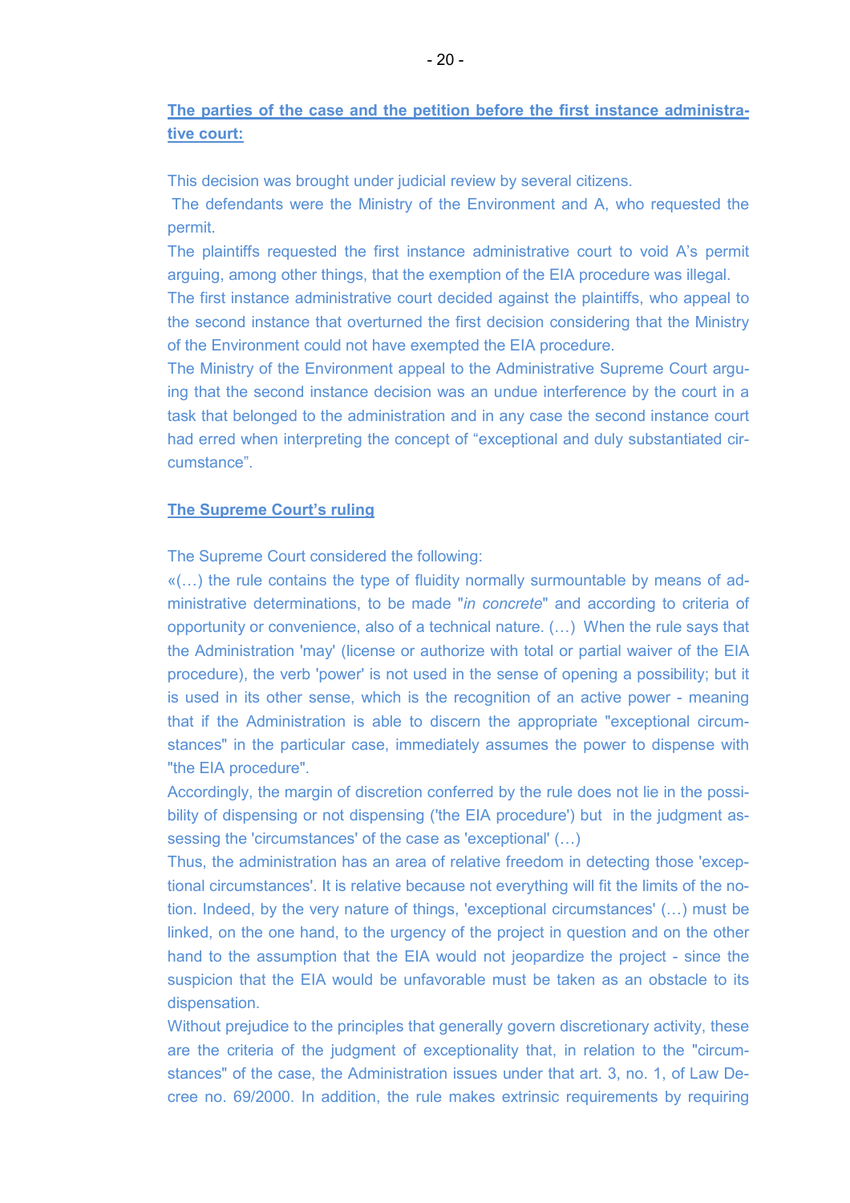**The parties of the case and the petition before the first instance administrative court:**

This decision was brought under judicial review by several citizens.

The defendants were the Ministry of the Environment and A, who requested the permit.

The plaintiffs requested the first instance administrative court to void A's permit arguing, among other things, that the exemption of the EIA procedure was illegal.

The first instance administrative court decided against the plaintiffs, who appeal to the second instance that overturned the first decision considering that the Ministry of the Environment could not have exempted the EIA procedure.

The Ministry of the Environment appeal to the Administrative Supreme Court arguing that the second instance decision was an undue interference by the court in a task that belonged to the administration and in any case the second instance court had erred when interpreting the concept of "exceptional and duly substantiated circumstance".

**The Supreme Court's ruling**

The Supreme Court considered the following:

«(…) the rule contains the type of fluidity normally surmountable by means of administrative determinations, to be made "*in concrete*" and according to criteria of opportunity or convenience, also of a technical nature. (…) When the rule says that the Administration 'may' (license or authorize with total or partial waiver of the EIA procedure), the verb 'power' is not used in the sense of opening a possibility; but it is used in its other sense, which is the recognition of an active power - meaning that if the Administration is able to discern the appropriate "exceptional circumstances" in the particular case, immediately assumes the power to dispense with "the EIA procedure".

Accordingly, the margin of discretion conferred by the rule does not lie in the possibility of dispensing or not dispensing ('the EIA procedure') but in the judgment assessing the 'circumstances' of the case as 'exceptional' (…)

Thus, the administration has an area of relative freedom in detecting those 'exceptional circumstances'. It is relative because not everything will fit the limits of the notion. Indeed, by the very nature of things, 'exceptional circumstances' (…) must be linked, on the one hand, to the urgency of the project in question and on the other hand to the assumption that the EIA would not jeopardize the project - since the suspicion that the EIA would be unfavorable must be taken as an obstacle to its dispensation.

Without prejudice to the principles that generally govern discretionary activity, these are the criteria of the judgment of exceptionality that, in relation to the "circumstances" of the case, the Administration issues under that art. 3, no. 1, of Law Decree no. 69/2000. In addition, the rule makes extrinsic requirements by requiring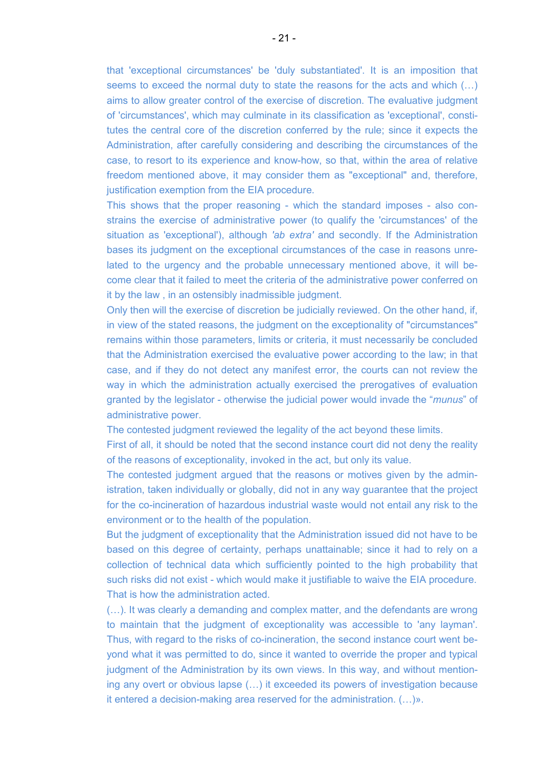that 'exceptional circumstances' be 'duly substantiated'. It is an imposition that seems to exceed the normal duty to state the reasons for the acts and which (…) aims to allow greater control of the exercise of discretion. The evaluative judgment of 'circumstances', which may culminate in its classification as 'exceptional', constitutes the central core of the discretion conferred by the rule; since it expects the Administration, after carefully considering and describing the circumstances of the case, to resort to its experience and know-how, so that, within the area of relative freedom mentioned above, it may consider them as "exceptional" and, therefore, justification exemption from the EIA procedure.

This shows that the proper reasoning - which the standard imposes - also constrains the exercise of administrative power (to qualify the 'circumstances' of the situation as 'exceptional'), although *'ab extra'* and secondly. If the Administration bases its judgment on the exceptional circumstances of the case in reasons unrelated to the urgency and the probable unnecessary mentioned above, it will become clear that it failed to meet the criteria of the administrative power conferred on it by the law , in an ostensibly inadmissible judgment.

Only then will the exercise of discretion be judicially reviewed. On the other hand, if, in view of the stated reasons, the judgment on the exceptionality of "circumstances" remains within those parameters, limits or criteria, it must necessarily be concluded that the Administration exercised the evaluative power according to the law; in that case, and if they do not detect any manifest error, the courts can not review the way in which the administration actually exercised the prerogatives of evaluation granted by the legislator - otherwise the judicial power would invade the "*munus*" of administrative power.

The contested judgment reviewed the legality of the act beyond these limits.

First of all, it should be noted that the second instance court did not deny the reality of the reasons of exceptionality, invoked in the act, but only its value.

The contested judgment argued that the reasons or motives given by the administration, taken individually or globally, did not in any way guarantee that the project for the co-incineration of hazardous industrial waste would not entail any risk to the environment or to the health of the population.

But the judgment of exceptionality that the Administration issued did not have to be based on this degree of certainty, perhaps unattainable; since it had to rely on a collection of technical data which sufficiently pointed to the high probability that such risks did not exist - which would make it justifiable to waive the EIA procedure. That is how the administration acted.

(…). It was clearly a demanding and complex matter, and the defendants are wrong to maintain that the judgment of exceptionality was accessible to 'any layman'. Thus, with regard to the risks of co-incineration, the second instance court went beyond what it was permitted to do, since it wanted to override the proper and typical judgment of the Administration by its own views. In this way, and without mentioning any overt or obvious lapse (…) it exceeded its powers of investigation because it entered a decision-making area reserved for the administration. (…)».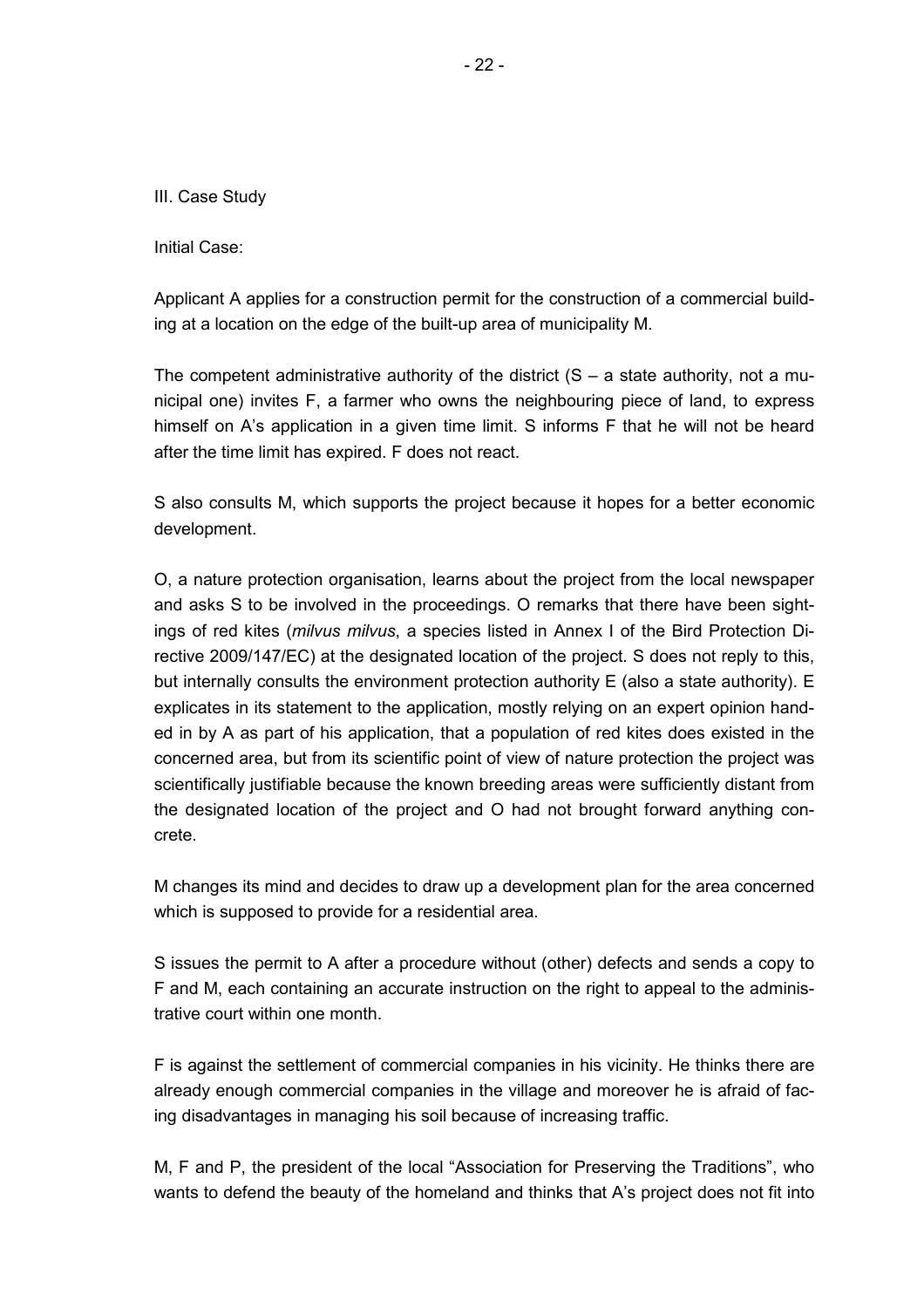III. Case Study

Initial Case:

Applicant A applies for a construction permit for the construction of a commercial building at a location on the edge of the built-up area of municipality M.

The competent administrative authority of the district (S – a state authority, not a municipal one) invites F, a farmer who owns the neighbouring piece of land, to express himself on A's application in a given time limit. S informs F that he will not be heard after the time limit has expired. F does not react.

S also consults M, which supports the project because it hopes for a better economic development.

O, a nature protection organisation, learns about the project from the local newspaper and asks S to be involved in the proceedings. O remarks that there have been sightings of red kites (*milvus milvus*, a species listed in Annex I of the Bird Protection Directive 2009/147/EC) at the designated location of the project. S does not reply to this, but internally consults the environment protection authority E (also a state authority). E explicates in its statement to the application, mostly relying on an expert opinion handed in by A as part of his application, that a population of red kites does existed in the concerned area, but from its scientific point of view of nature protection the project was scientifically justifiable because the known breeding areas were sufficiently distant from the designated location of the project and O had not brought forward anything concrete.

M changes its mind and decides to draw up a development plan for the area concerned which is supposed to provide for a residential area.

S issues the permit to A after a procedure without (other) defects and sends a copy to F and M, each containing an accurate instruction on the right to appeal to the administrative court within one month.

F is against the settlement of commercial companies in his vicinity. He thinks there are already enough commercial companies in the village and moreover he is afraid of facing disadvantages in managing his soil because of increasing traffic.

M, F and P, the president of the local "Association for Preserving the Traditions", who wants to defend the beauty of the homeland and thinks that A's project does not fit into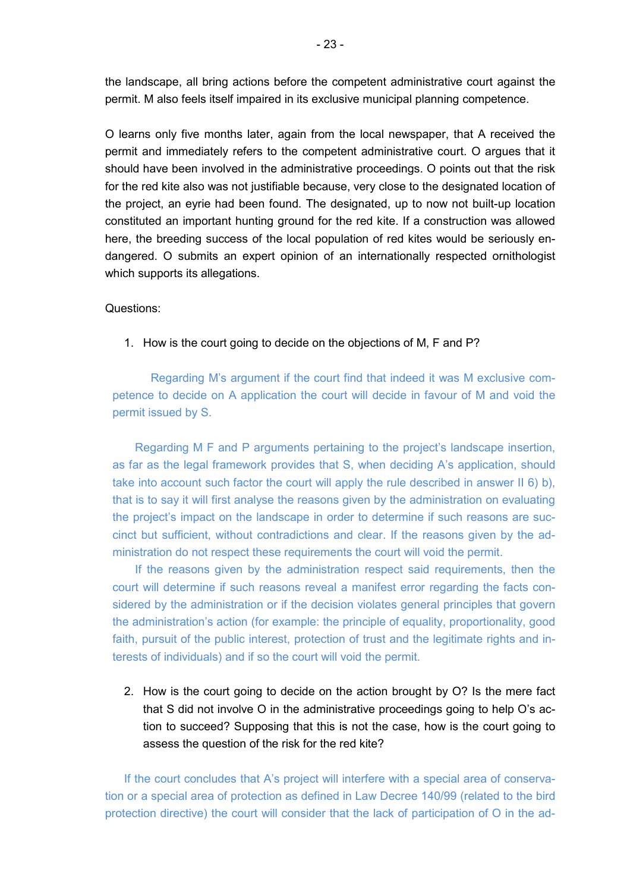the landscape, all bring actions before the competent administrative court against the permit. M also feels itself impaired in its exclusive municipal planning competence.

O learns only five months later, again from the local newspaper, that A received the permit and immediately refers to the competent administrative court. O argues that it should have been involved in the administrative proceedings. O points out that the risk for the red kite also was not justifiable because, very close to the designated location of the project, an eyrie had been found. The designated, up to now not built-up location constituted an important hunting ground for the red kite. If a construction was allowed here, the breeding success of the local population of red kites would be seriously endangered. O submits an expert opinion of an internationally respected ornithologist which supports its allegations.

Questions:

1. How is the court going to decide on the objections of M, F and P?

Regarding M's argument if the court find that indeed it was M exclusive competence to decide on A application the court will decide in favour of M and void the permit issued by S.

Regarding M F and P arguments pertaining to the project's landscape insertion, as far as the legal framework provides that S, when deciding A's application, should take into account such factor the court will apply the rule described in answer II 6) b), that is to say it will first analyse the reasons given by the administration on evaluating the project's impact on the landscape in order to determine if such reasons are succinct but sufficient, without contradictions and clear. If the reasons given by the administration do not respect these requirements the court will void the permit.

If the reasons given by the administration respect said requirements, then the court will determine if such reasons reveal a manifest error regarding the facts considered by the administration or if the decision violates general principles that govern the administration's action (for example: the principle of equality, proportionality, good faith, pursuit of the public interest, protection of trust and the legitimate rights and interests of individuals) and if so the court will void the permit.

2. How is the court going to decide on the action brought by O? Is the mere fact that S did not involve O in the administrative proceedings going to help O's action to succeed? Supposing that this is not the case, how is the court going to assess the question of the risk for the red kite?

If the court concludes that A's project will interfere with a special area of conservation or a special area of protection as defined in Law Decree 140/99 (related to the bird protection directive) the court will consider that the lack of participation of O in the ad-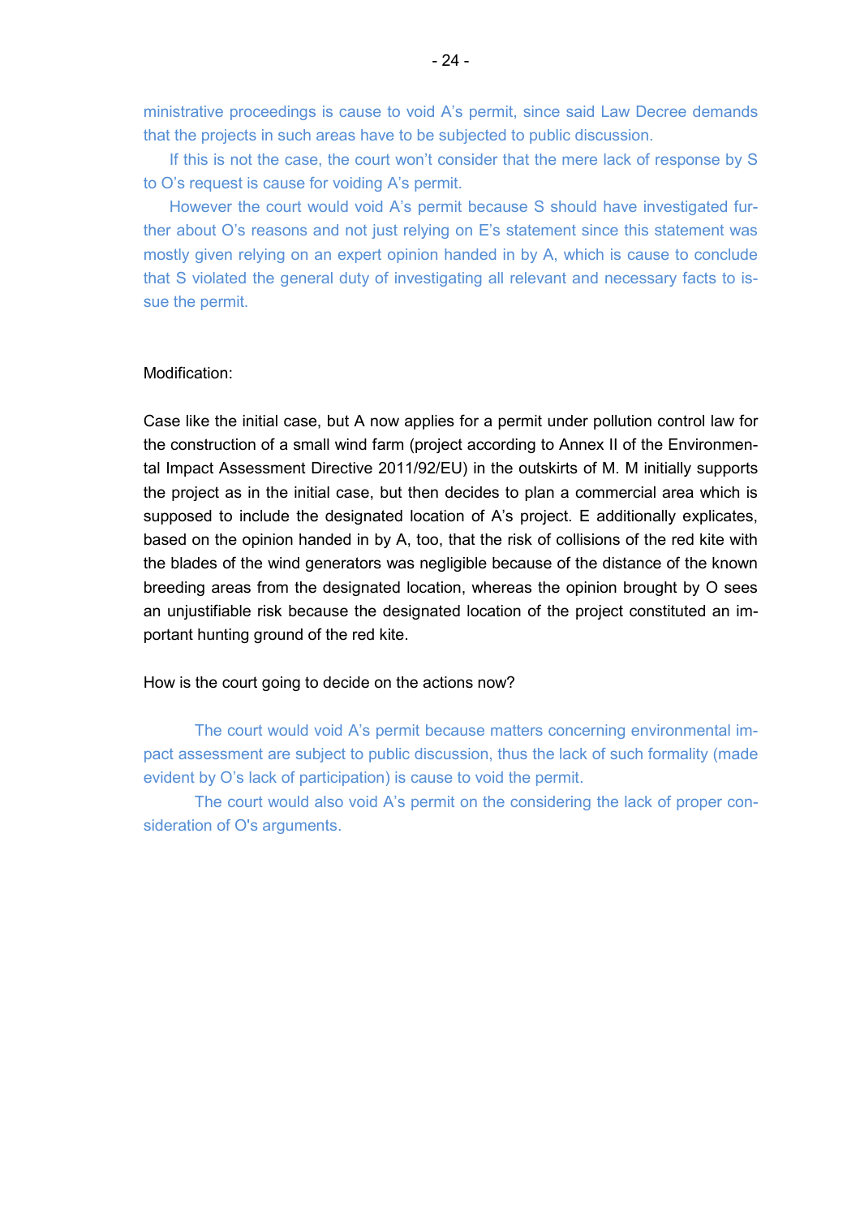ministrative proceedings is cause to void A's permit, since said Law Decree demands that the projects in such areas have to be subjected to public discussion.

If this is not the case, the court won't consider that the mere lack of response by S to O's request is cause for voiding A's permit.

However the court would void A's permit because S should have investigated further about O's reasons and not just relying on E's statement since this statement was mostly given relying on an expert opinion handed in by A, which is cause to conclude that S violated the general duty of investigating all relevant and necessary facts to issue the permit.

Modification:

Case like the initial case, but A now applies for a permit under pollution control law for the construction of a small wind farm (project according to Annex II of the Environmental Impact Assessment Directive 2011/92/EU) in the outskirts of M. M initially supports the project as in the initial case, but then decides to plan a commercial area which is supposed to include the designated location of A's project. E additionally explicates, based on the opinion handed in by A, too, that the risk of collisions of the red kite with the blades of the wind generators was negligible because of the distance of the known breeding areas from the designated location, whereas the opinion brought by O sees an unjustifiable risk because the designated location of the project constituted an important hunting ground of the red kite.

How is the court going to decide on the actions now?

The court would void A's permit because matters concerning environmental impact assessment are subject to public discussion, thus the lack of such formality (made evident by O's lack of participation) is cause to void the permit.

The court would also void A's permit on the considering the lack of proper consideration of O's arguments.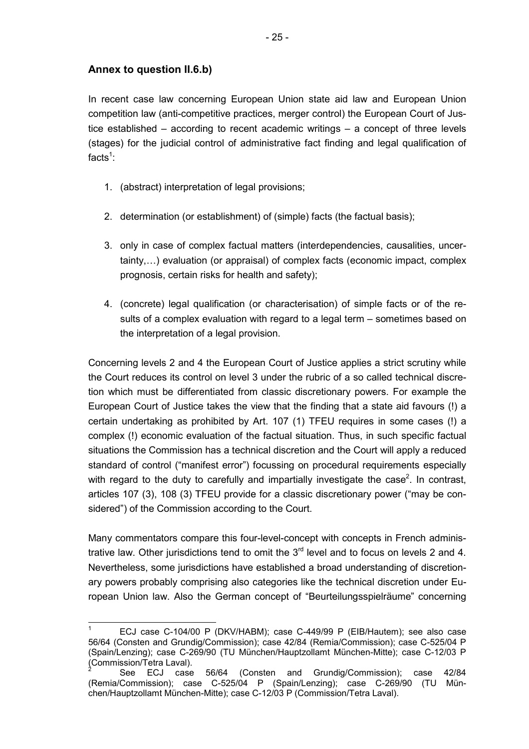## Annex to question II.6.b)

In recent case law concerning European Union state aid law and European Union competition law (anti-competitive practices, merger control) the European Court of Justice established – according to recent academic writings – a concept of three levels (stages) for the judicial control of administrative fact finding and legal qualification of facts[1]:

1. (abstract) interpretation of legal provisions;

2. determination (or establishment) of (simple) facts (the factual basis);

3. only in case of complex factual matters (interdependencies, causalities, uncertainty,…) evaluation (or appraisal) of complex facts (economic impact, complex prognosis, certain risks for health and safety);

4. (concrete) legal qualification (or characterisation) of simple facts or of the results of a complex evaluation with regard to a legal term – sometimes based on the interpretation of a legal provision.

Concerning levels 2 and 4 the European Court of Justice applies a strict scrutiny while the Court reduces its control on level 3 under the rubric of a so called technical discretion which must be differentiated from classic discretionary powers. For example the European Court of Justice takes the view that the finding that a state aid favours (!) a certain undertaking as prohibited by Art. 107 (1) TFEU requires in some cases (!) a complex (!) economic evaluation of the factual situation. Thus, in such specific factual situations the Commission has a technical discretion and the Court will apply a reduced standard of control ("manifest error") focussing on procedural requirements especially with regard to the duty to carefully and impartially investigate the case[2]. In contrast, articles 107 (3), 108 (3) TFEU provide for a classic discretionary power ("may be considered") of the Commission according to the Court.

Many commentators compare this four-level-concept with concepts in French administrative law. Other jurisdictions tend to omit the 3rd level and to focus on levels 2 and 4. Nevertheless, some jurisdictions have established a broad understanding of discretionary powers probably comprising also categories like the technical discretion under European Union law. Also the German concept of "Beurteilungsspielräume" concerning

---

[1] ECJ case C-104/00 P (DKV/HABM); case C-449/99 P (EIB/Hautem); see also case 56/64 (Consten and Grundig/Commission); case 42/84 (Remia/Commission); case C-525/04 P (Spain/Lenzing); case C-269/90 (TU München/Hauptzollamt München-Mitte); case C-12/03 P (Commission/Tetra Laval).

[2] See ECJ case 56/64 (Consten and Grundig/Commission); case 42/84 (Remia/Commission); case C-525/04 P (Spain/Lenzing); case C-269/90 (TU München/Hauptzollamt München-Mitte); case C-12/03 P (Commission/Tetra Laval).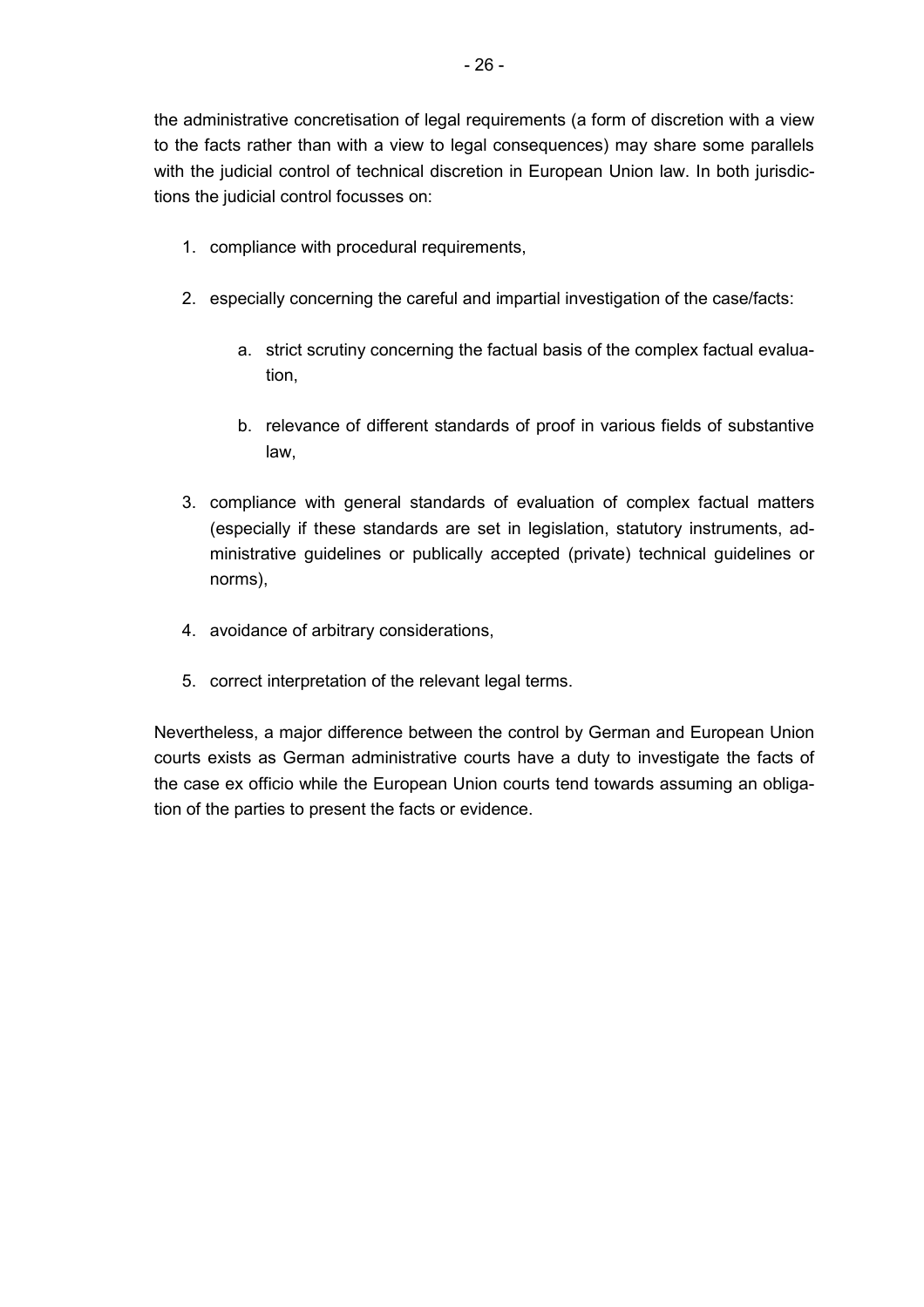the administrative concretisation of legal requirements (a form of discretion with a view to the facts rather than with a view to legal consequences) may share some parallels with the judicial control of technical discretion in European Union law. In both jurisdictions the judicial control focusses on:

1. compliance with procedural requirements,
2. especially concerning the careful and impartial investigation of the case/facts:
    a. strict scrutiny concerning the factual basis of the complex factual evaluation,
    b. relevance of different standards of proof in various fields of substantive law,
3. compliance with general standards of evaluation of complex factual matters (especially if these standards are set in legislation, statutory instruments, administrative guidelines or publically accepted (private) technical guidelines or norms),
4. avoidance of arbitrary considerations,
5. correct interpretation of the relevant legal terms.

Nevertheless, a major difference between the control by German and European Union courts exists as German administrative courts have a duty to investigate the facts of the case ex officio while the European Union courts tend towards assuming an obligation of the parties to present the facts or evidence.